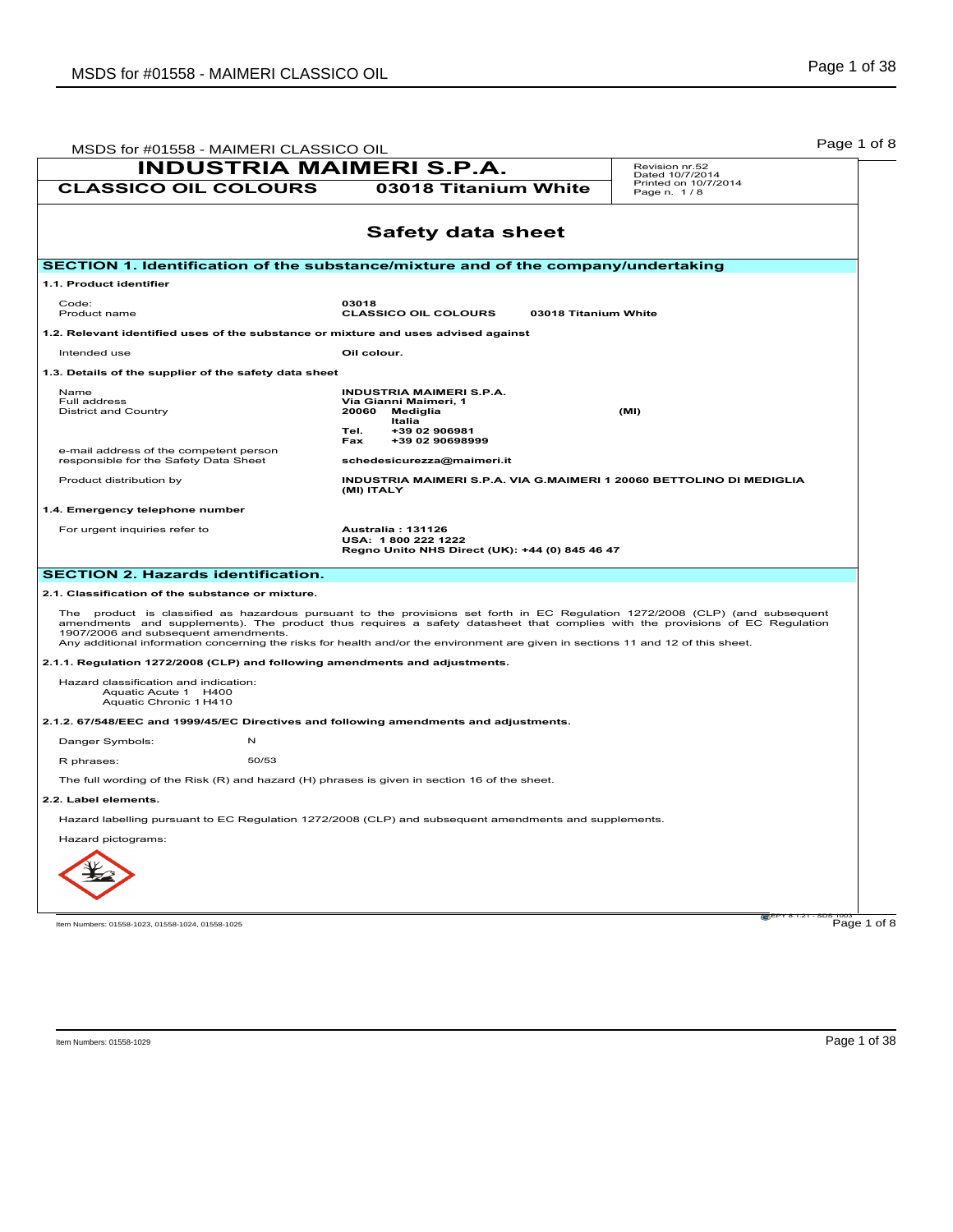| INDUSTRIA MAIMERI S.P.A. | | Revision nr.52<br>Dated 10/7/2014<br>Printed on 10/7/2014<br>Page n. 1 / 8 |
|---|---|---|
| **CLASSICO OIL COLOURS** | **03018 Titanium White** | |

# Safety data sheet

## SECTION 1. Identification of the substance/mixture and of the company/undertaking

### 1.1. Product identifier

| | |
|---|---|
| Code: | **03018** |
| Product name | **CLASSICO OIL COLOURS 03018 Titanium White** |

### 1.2. Relevant identified uses of the substance or mixture and uses advised against

| | |
|---|---|
| Intended use | **Oil colour.** |

### 1.3. Details of the supplier of the safety data sheet

| | |
|---|---|
| Name | **INDUSTRIA MAIMERI S.P.A.** |
| Full address | **Via Gianni Maimeri, 1** |
| District and Country | **20060 Mediglia (MI)**<br>**Italia**<br>**Tel. +39 02 906981**<br>**Fax +39 02 90698999** |
| e-mail address of the competent person responsible for the Safety Data Sheet | **schedesicurezza@maimeri.it** |
| Product distribution by | **INDUSTRIA MAIMERI S.P.A. VIA G.MAIMERI 1 20060 BETTOLINO DI MEDIGLIA (MI) ITALY** |

### 1.4. Emergency telephone number

| | |
|---|---|
| For urgent inquiries refer to | **Australia : 131126**<br>**USA: 1 800 222 1222**<br>**Regno Unito NHS Direct (UK): +44 (0) 845 46 47** |

## SECTION 2. Hazards identification.

### 2.1. Classification of the substance or mixture.

The product is classified as hazardous pursuant to the provisions set forth in EC Regulation 1272/2008 (CLP) (and subsequent amendments and supplements). The product thus requires a safety datasheet that complies with the provisions of EC Regulation 1907/2006 and subsequent amendments.
Any additional information concerning the risks for health and/or the environment are given in sections 11 and 12 of this sheet.

### 2.1.1. Regulation 1272/2008 (CLP) and following amendments and adjustments.

Hazard classification and indication:
Aquatic Acute 1 H400
Aquatic Chronic 1 H410

### 2.1.2. 67/548/EEC and 1999/45/EC Directives and following amendments and adjustments.

Danger Symbols: N

R phrases: 50/53

The full wording of the Risk (R) and hazard (H) phrases is given in section 16 of the sheet.

### 2.2. Label elements.

Hazard labelling pursuant to EC Regulation 1272/2008 (CLP) and subsequent amendments and supplements.

Hazard pictograms:

Item Numbers: 01558-1023, 01558-1024, 01558-1025

Item Numbers: 01558-1029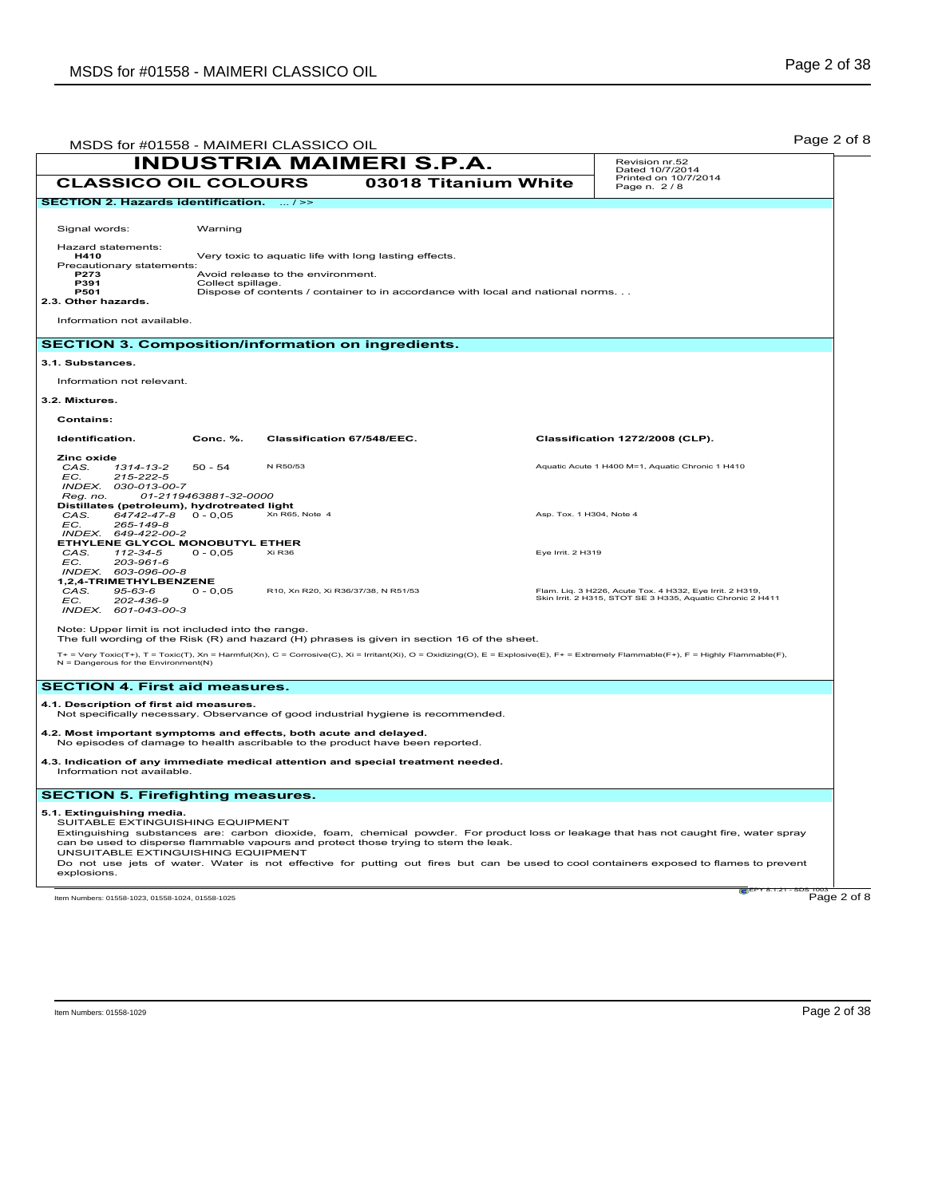| INDUSTRIA MAIMERI S.P.A. | | Revision nr.52 Dated 10/7/2014 Printed on 10/7/2014 Page n. 2 / 8 |
|---|---|---|
| CLASSICO OIL COLOURS | 03018 Titanium White | |

## SECTION 2. Hazards identification. ... / >>

Signal words: Warning

Hazard statements:

**H410** Very toxic to aquatic life with long lasting effects.

Precautionary statements:

**P273** Avoid release to the environment.
**P391** Collect spillage.
**P501** Dispose of contents / container to in accordance with local and national norms. . .

**2.3. Other hazards.**

Information not available.

## SECTION 3. Composition/information on ingredients.

**3.1. Substances.**

Information not relevant.

**3.2. Mixtures.**

**Contains:**

| Identification. | Conc. %. | Classification 67/548/EEC. | Classification 1272/2008 (CLP). |
|---|---|---|---|
| **Zinc oxide**<br>*CAS.* *1314-13-2*<br>*EC.* *215-222-5*<br>*INDEX.* *030-013-00-7*<br>*Reg. no.* *01-2119463881-32-0000* | 50 - 54 | N R50/53 | Aquatic Acute 1 H400 M=1, Aquatic Chronic 1 H410 |
| **Distillates (petroleum), hydrotreated light**<br>*CAS.* *64742-47-8*<br>*EC.* *265-149-8*<br>*INDEX.* *649-422-00-2* | 0 - 0,05 | Xn R65, Note 4 | Asp. Tox. 1 H304, Note 4 |
| **ETHYLENE GLYCOL MONOBUTYL ETHER**<br>*CAS.* *112-34-5*<br>*EC.* *203-961-6*<br>*INDEX.* *603-096-00-8* | 0 - 0,05 | Xi R36 | Eye Irrit. 2 H319 |
| **1,2,4-TRIMETHYLBENZENE**<br>*CAS.* *95-63-6*<br>*EC.* *202-436-9*<br>*INDEX.* *601-043-00-3* | 0 - 0,05 | R10, Xn R20, Xi R36/37/38, N R51/53 | Flam. Liq. 3 H226, Acute Tox. 4 H332, Eye Irrit. 2 H319, Skin Irrit. 2 H315, STOT SE 3 H335, Aquatic Chronic 2 H411 |

Note: Upper limit is not included into the range.
The full wording of the Risk (R) and hazard (H) phrases is given in section 16 of the sheet.

T+ = Very Toxic(T+), T = Toxic(T), Xn = Harmful(Xn), C = Corrosive(C), Xi = Irritant(Xi), O = Oxidizing(O), E = Explosive(E), F+ = Extremely Flammable(F+), F = Highly Flammable(F), N = Dangerous for the Environment(N)

## SECTION 4. First aid measures.

**4.1. Description of first aid measures.**
Not specifically necessary. Observance of good industrial hygiene is recommended.

**4.2. Most important symptoms and effects, both acute and delayed.**
No episodes of damage to health ascribable to the product have been reported.

**4.3. Indication of any immediate medical attention and special treatment needed.**
Information not available.

## SECTION 5. Firefighting measures.

**5.1. Extinguishing media.**

SUITABLE EXTINGUISHING EQUIPMENT
Extinguishing substances are: carbon dioxide, foam, chemical powder. For product loss or leakage that has not caught fire, water spray can be used to disperse flammable vapours and protect those trying to stem the leak.
UNSUITABLE EXTINGUISHING EQUIPMENT
Do not use jets of water. Water is not effective for putting out fires but can be used to cool containers exposed to flames to prevent explosions.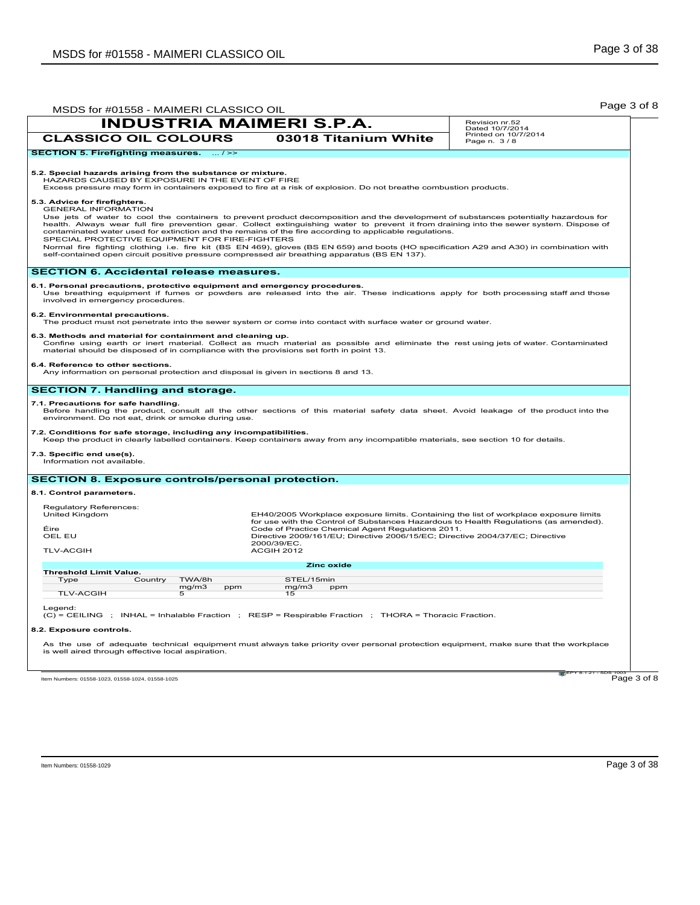**INDUSTRIA MAIMERI S.P.A.**

**CLASSICO OIL COLOURS** — **03018 Titanium White**

Revision nr.52
Dated 10/7/2014
Printed on 10/7/2014
Page n. 3 / 8

## SECTION 5. Firefighting measures. ... / >>

**5.2. Special hazards arising from the substance or mixture.**
HAZARDS CAUSED BY EXPOSURE IN THE EVENT OF FIRE
Excess pressure may form in containers exposed to fire at a risk of explosion. Do not breathe combustion products.

**5.3. Advice for firefighters.**
GENERAL INFORMATION
Use jets of water to cool the containers to prevent product decomposition and the development of substances potentially hazardous for health. Always wear full fire prevention gear. Collect extinguishing water to prevent it from draining into the sewer system. Dispose of contaminated water used for extinction and the remains of the fire according to applicable regulations.
SPECIAL PROTECTIVE EQUIPMENT FOR FIRE-FIGHTERS
Normal fire fighting clothing i.e. fire kit (BS EN 469), gloves (BS EN 659) and boots (HO specification A29 and A30) in combination with self-contained open circuit positive pressure compressed air breathing apparatus (BS EN 137).

## SECTION 6. Accidental release measures.

**6.1. Personal precautions, protective equipment and emergency procedures.**
Use breathing equipment if fumes or powders are released into the air. These indications apply for both processing staff and those involved in emergency procedures.

**6.2. Environmental precautions.**
The product must not penetrate into the sewer system or come into contact with surface water or ground water.

**6.3. Methods and material for containment and cleaning up.**
Confine using earth or inert material. Collect as much material as possible and eliminate the rest using jets of water. Contaminated material should be disposed of in compliance with the provisions set forth in point 13.

**6.4. Reference to other sections.**
Any information on personal protection and disposal is given in sections 8 and 13.

## SECTION 7. Handling and storage.

**7.1. Precautions for safe handling.**
Before handling the product, consult all the other sections of this material safety data sheet. Avoid leakage of the product into the environment. Do not eat, drink or smoke during use.

**7.2. Conditions for safe storage, including any incompatibilities.**
Keep the product in clearly labelled containers. Keep containers away from any incompatible materials, see section 10 for details.

**7.3. Specific end use(s).**
Information not available.

## SECTION 8. Exposure controls/personal protection.

**8.1. Control parameters.**

Regulatory References:

| | |
|---|---|
| United Kingdom | EH40/2005 Workplace exposure limits. Containing the list of workplace exposure limits for use with the Control of Substances Hazardous to Health Regulations (as amended). |
| Éire | Code of Practice Chemical Agent Regulations 2011. |
| OEL EU | Directive 2009/161/EU; Directive 2006/15/EC; Directive 2004/37/EC; Directive 2000/39/EC. |
| TLV-ACGIH | ACGIH 2012 |

**Zinc oxide**

**Threshold Limit Value.**

| Type | Country | TWA/8h | | STEL/15min | |
|---|---|---|---|---|---|
| | | mg/m3 | ppm | mg/m3 | ppm |
| TLV-ACGIH | | 5 | | 15 | |

Legend:
(C) = CEILING ; INHAL = Inhalable Fraction ; RESP = Respirable Fraction ; THORA = Thoracic Fraction.

**8.2. Exposure controls.**

As the use of adequate technical equipment must always take priority over personal protection equipment, make sure that the workplace is well aired through effective local aspiration.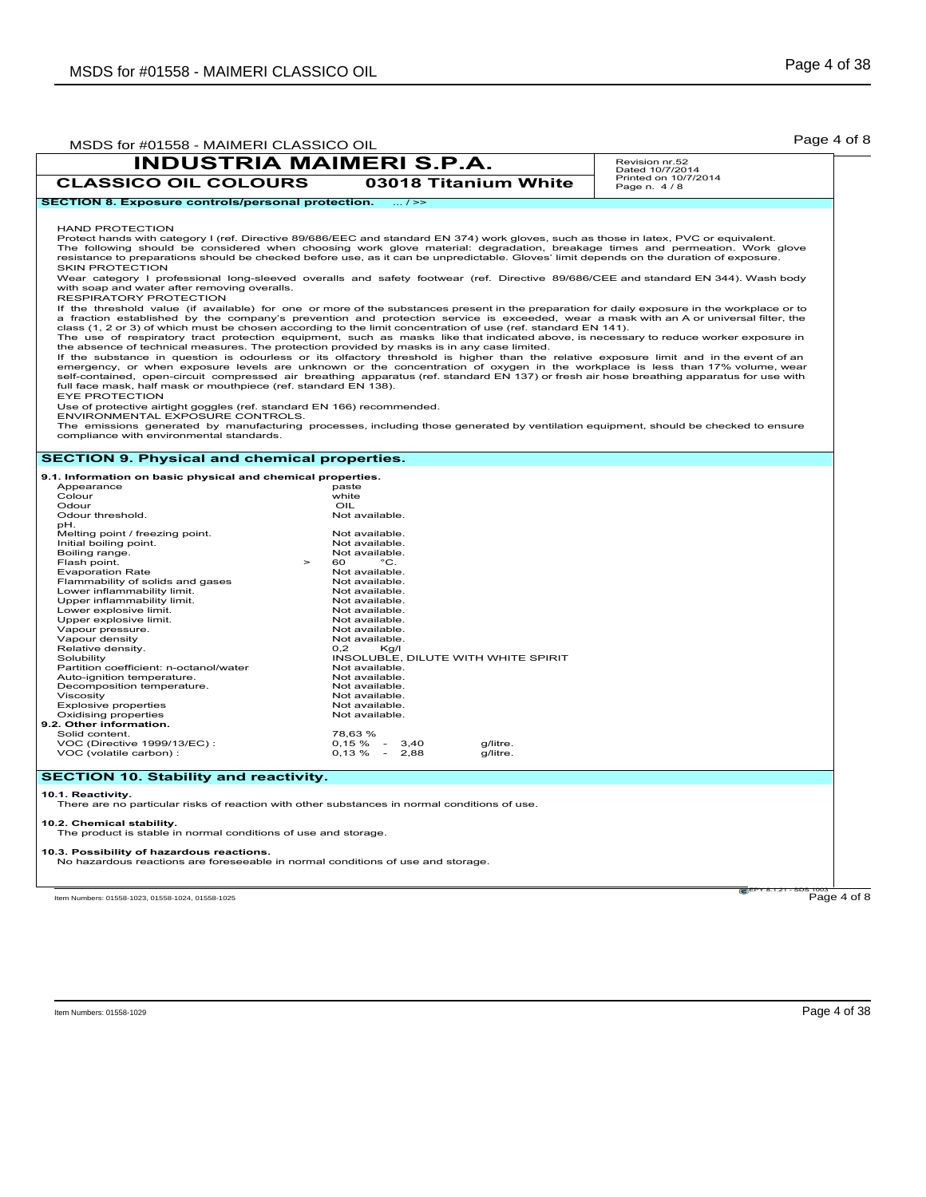**INDUSTRIA MAIMERI S.P.A.**

**CLASSICO OIL COLOURS** — **03018 Titanium White**

Revision nr.52
Dated 10/7/2014
Printed on 10/7/2014
Page n. 4 / 8

**SECTION 8. Exposure controls/personal protection.** ... / >>

HAND PROTECTION
Protect hands with category I (ref. Directive 89/686/EEC and standard EN 374) work gloves, such as those in latex, PVC or equivalent.
The following should be considered when choosing work glove material: degradation, breakage times and permeation. Work glove resistance to preparations should be checked before use, as it can be unpredictable. Gloves' limit depends on the duration of exposure.
SKIN PROTECTION
Wear category I professional long-sleeved overalls and safety footwear (ref. Directive 89/686/CEE and standard EN 344). Wash body with soap and water after removing overalls.
RESPIRATORY PROTECTION
If the threshold value (if available) for one or more of the substances present in the preparation for daily exposure in the workplace or to a fraction established by the company's prevention and protection service is exceeded, wear a mask with an A or universal filter, the class (1, 2 or 3) of which must be chosen according to the limit concentration of use (ref. standard EN 141).
The use of respiratory tract protection equipment, such as masks like that indicated above, is necessary to reduce worker exposure in the absence of technical measures. The protection provided by masks is in any case limited.
If the substance in question is odourless or its olfactory threshold is higher than the relative exposure limit and in the event of an emergency, or when exposure levels are unknown or the concentration of oxygen in the workplace is less than 17% volume, wear self-contained, open-circuit compressed air breathing apparatus (ref. standard EN 137) or fresh air hose breathing apparatus for use with full face mask, half mask or mouthpiece (ref. standard EN 138).
EYE PROTECTION
Use of protective airtight goggles (ref. standard EN 166) recommended.
ENVIRONMENTAL EXPOSURE CONTROLS.
The emissions generated by manufacturing processes, including those generated by ventilation equipment, should be checked to ensure compliance with environmental standards.

## SECTION 9. Physical and chemical properties.

**9.1. Information on basic physical and chemical properties.**

| Property | Value |
|---|---|
| Appearance | paste |
| Colour | white |
| Odour | OIL |
| Odour threshold. | Not available. |
| pH. | |
| Melting point / freezing point. | Not available. |
| Initial boiling point. | Not available. |
| Boiling range. | Not available. |
| Flash point. | > 60 °C. |
| Evaporation Rate | Not available. |
| Flammability of solids and gases | Not available. |
| Lower inflammability limit. | Not available. |
| Upper inflammability limit. | Not available. |
| Lower explosive limit. | Not available. |
| Upper explosive limit. | Not available. |
| Vapour pressure. | Not available. |
| Vapour density | Not available. |
| Relative density. | 0,2 Kg/l |
| Solubility | INSOLUBLE, DILUTE WITH WHITE SPIRIT |
| Partition coefficient: n-octanol/water | Not available. |
| Auto-ignition temperature. | Not available. |
| Decomposition temperature. | Not available. |
| Viscosity | Not available. |
| Explosive properties | Not available. |
| Oxidising properties | Not available. |

**9.2. Other information.**

| Property | Value |
|---|---|
| Solid content. | 78,63 % |
| VOC (Directive 1999/13/EC) : | 0,15 % - 3,40 g/litre. |
| VOC (volatile carbon) : | 0,13 % - 2,88 g/litre. |

## SECTION 10. Stability and reactivity.

**10.1. Reactivity.**
There are no particular risks of reaction with other substances in normal conditions of use.

**10.2. Chemical stability.**
The product is stable in normal conditions of use and storage.

**10.3. Possibility of hazardous reactions.**
No hazardous reactions are foreseeable in normal conditions of use and storage.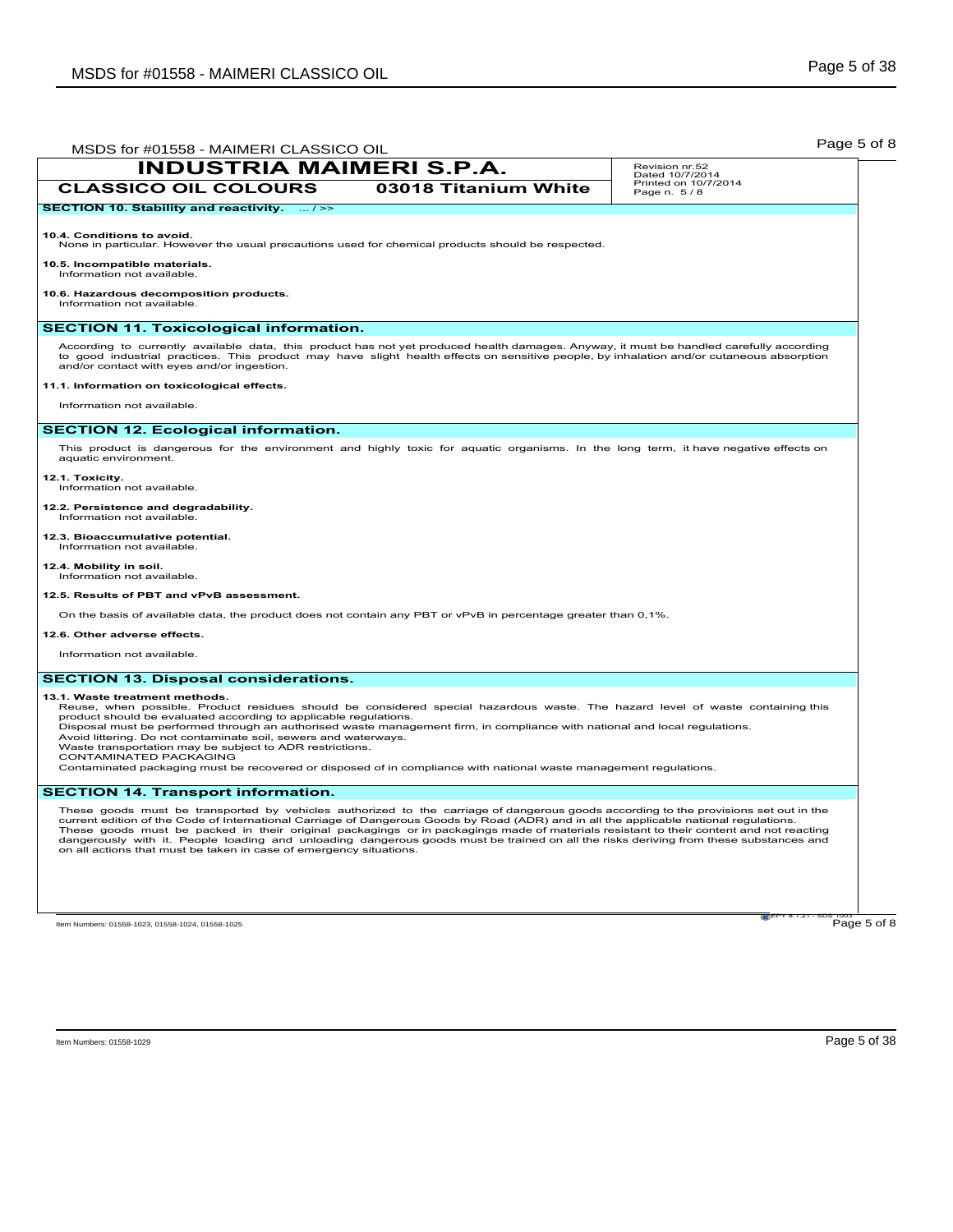**INDUSTRIA MAIMERI S.P.A.**

**CLASSICO OIL COLOURS** **03018 Titanium White**

Revision nr.52
Dated 10/7/2014
Printed on 10/7/2014
Page n. 5 / 8

## SECTION 10. Stability and reactivity. ... / >>

**10.4. Conditions to avoid.**
None in particular. However the usual precautions used for chemical products should be respected.

**10.5. Incompatible materials.**
Information not available.

**10.6. Hazardous decomposition products.**
Information not available.

## SECTION 11. Toxicological information.

According to currently available data, this product has not yet produced health damages. Anyway, it must be handled carefully according to good industrial practices. This product may have slight health effects on sensitive people, by inhalation and/or cutaneous absorption and/or contact with eyes and/or ingestion.

**11.1. Information on toxicological effects.**

Information not available.

## SECTION 12. Ecological information.

This product is dangerous for the environment and highly toxic for aquatic organisms. In the long term, it have negative effects on aquatic environment.

**12.1. Toxicity.**
Information not available.

**12.2. Persistence and degradability.**
Information not available.

**12.3. Bioaccumulative potential.**
Information not available.

**12.4. Mobility in soil.**
Information not available.

**12.5. Results of PBT and vPvB assessment.**

On the basis of available data, the product does not contain any PBT or vPvB in percentage greater than 0,1%.

**12.6. Other adverse effects.**

Information not available.

## SECTION 13. Disposal considerations.

**13.1. Waste treatment methods.**
Reuse, when possible. Product residues should be considered special hazardous waste. The hazard level of waste containing this product should be evaluated according to applicable regulations.
Disposal must be performed through an authorised waste management firm, in compliance with national and local regulations.
Avoid littering. Do not contaminate soil, sewers and waterways.
Waste transportation may be subject to ADR restrictions.
CONTAMINATED PACKAGING
Contaminated packaging must be recovered or disposed of in compliance with national waste management regulations.

## SECTION 14. Transport information.

These goods must be transported by vehicles authorized to the carriage of dangerous goods according to the provisions set out in the current edition of the Code of International Carriage of Dangerous Goods by Road (ADR) and in all the applicable national regulations.
These goods must be packed in their original packagings or in packagings made of materials resistant to their content and not reacting dangerously with it. People loading and unloading dangerous goods must be trained on all the risks deriving from these substances and on all actions that must be taken in case of emergency situations.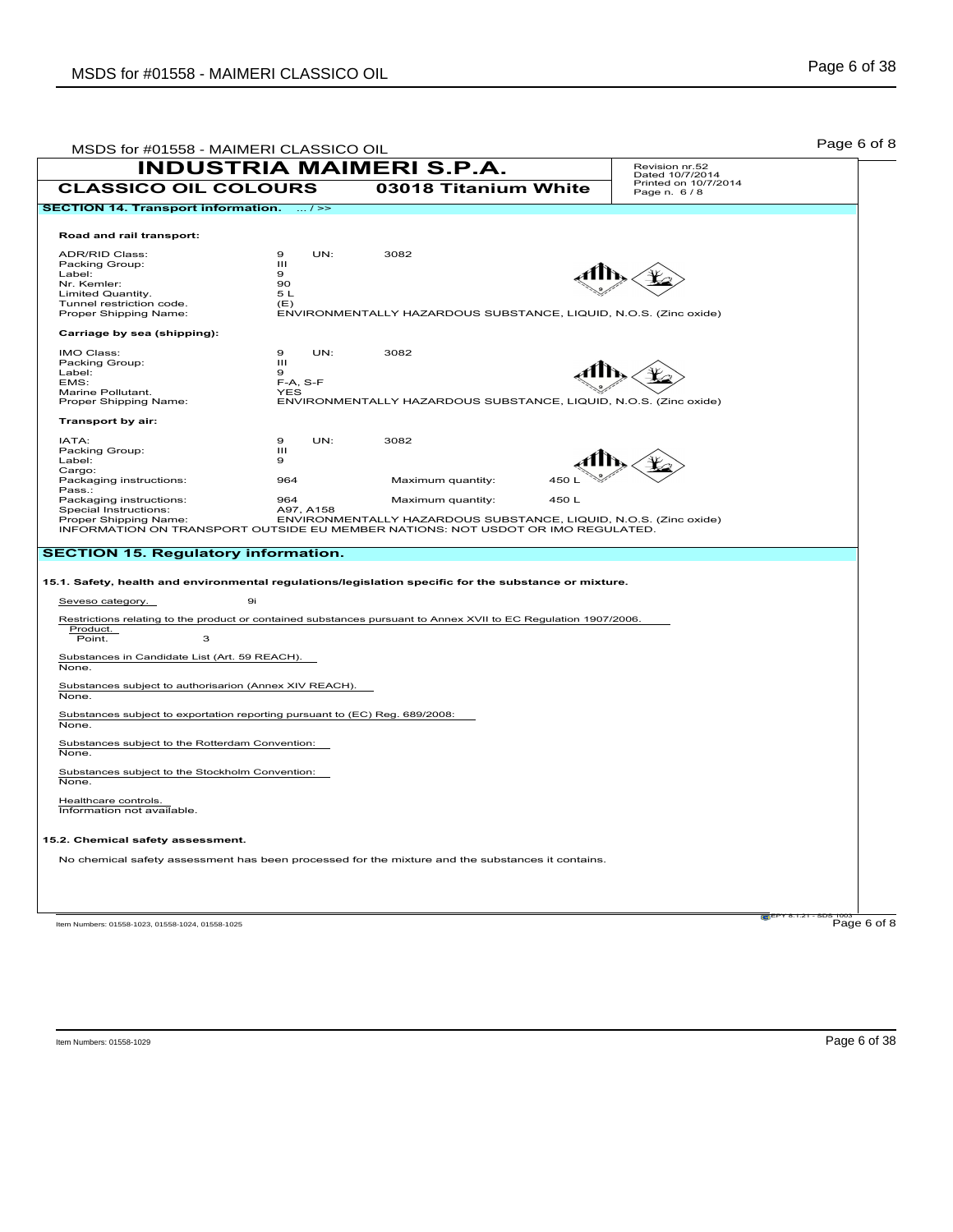**INDUSTRIA MAIMERI S.P.A.**

**CLASSICO OIL COLOURS** **03018 Titanium White**

Revision nr.52
Dated 10/7/2014
Printed on 10/7/2014

## SECTION 14. Transport information. ... / >>

**Road and rail transport:**

| | | | |
|---|---|---|---|
| ADR/RID Class: | 9 | UN: | 3082 |
| Packing Group: | III | | |
| Label: | 9 | | |
| Nr. Kemler: | 90 | | |
| Limited Quantity. | 5 L | | |
| Tunnel restriction code. | (E) | | |
| Proper Shipping Name: | ENVIRONMENTALLY HAZARDOUS SUBSTANCE, LIQUID, N.O.S. (Zinc oxide) | | |

**Carriage by sea (shipping):**

| | | | |
|---|---|---|---|
| IMO Class: | 9 | UN: | 3082 |
| Packing Group: | III | | |
| Label: | 9 | | |
| EMS: | F-A, S-F | | |
| Marine Pollutant. | YES | | |
| Proper Shipping Name: | ENVIRONMENTALLY HAZARDOUS SUBSTANCE, LIQUID, N.O.S. (Zinc oxide) | | |

**Transport by air:**

| | | | |
|---|---|---|---|
| IATA: | 9 | UN: | 3082 |
| Packing Group: | III | | |
| Label: | 9 | | |
| Cargo: | | | |
| Packaging instructions: | 964 | Maximum quantity: | 450 L |
| Pass.: | | | |
| Packaging instructions: | 964 | Maximum quantity: | 450 L |
| Special Instructions: | A97, A158 | | |
| Proper Shipping Name: | ENVIRONMENTALLY HAZARDOUS SUBSTANCE, LIQUID, N.O.S. (Zinc oxide) | | |

INFORMATION ON TRANSPORT OUTSIDE EU MEMBER NATIONS: NOT USDOT OR IMO REGULATED.

## SECTION 15. Regulatory information.

**15.1. Safety, health and environmental regulations/legislation specific for the substance or mixture.**

Seveso category. 9i

Restrictions relating to the product or contained substances pursuant to Annex XVII to EC Regulation 1907/2006.
Product.
Point. 3

Substances in Candidate List (Art. 59 REACH).
None.

Substances subject to authorisarion (Annex XIV REACH).
None.

Substances subject to exportation reporting pursuant to (EC) Reg. 689/2008:
None.

Substances subject to the Rotterdam Convention:
None.

Substances subject to the Stockholm Convention:
None.

Healthcare controls.
Information not available.

**15.2. Chemical safety assessment.**

No chemical safety assessment has been processed for the mixture and the substances it contains.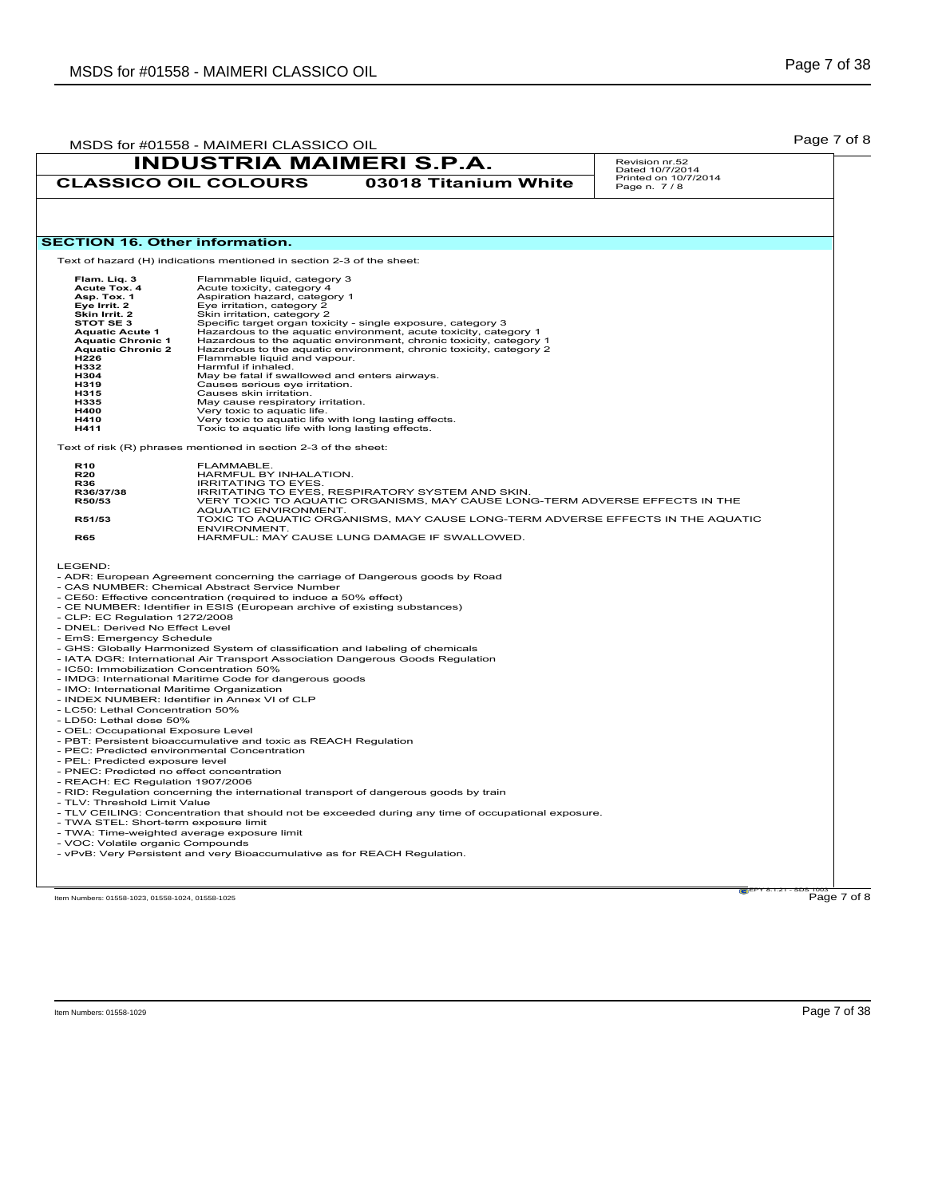# INDUSTRIA MAIMERI S.P.A.

**CLASSICO OIL COLOURS** **03018 Titanium White**

Revision nr.52
Dated 10/7/2014
Printed on 10/7/2014
Page n. 7 / 8

## SECTION 16. Other information.

Text of hazard (H) indications mentioned in section 2-3 of the sheet:

| | |
|---|---|
| **Flam. Liq. 3** | Flammable liquid, category 3 |
| **Acute Tox. 4** | Acute toxicity, category 4 |
| **Asp. Tox. 1** | Aspiration hazard, category 1 |
| **Eye Irrit. 2** | Eye irritation, category 2 |
| **Skin Irrit. 2** | Skin irritation, category 2 |
| **STOT SE 3** | Specific target organ toxicity - single exposure, category 3 |
| **Aquatic Acute 1** | Hazardous to the aquatic environment, acute toxicity, category 1 |
| **Aquatic Chronic 1** | Hazardous to the aquatic environment, chronic toxicity, category 1 |
| **Aquatic Chronic 2** | Hazardous to the aquatic environment, chronic toxicity, category 2 |
| **H226** | Flammable liquid and vapour. |
| **H332** | Harmful if inhaled. |
| **H304** | May be fatal if swallowed and enters airways. |
| **H319** | Causes serious eye irritation. |
| **H315** | Causes skin irritation. |
| **H335** | May cause respiratory irritation. |
| **H400** | Very toxic to aquatic life. |
| **H410** | Very toxic to aquatic life with long lasting effects. |
| **H411** | Toxic to aquatic life with long lasting effects. |

Text of risk (R) phrases mentioned in section 2-3 of the sheet:

| | |
|---|---|
| **R10** | FLAMMABLE. |
| **R20** | HARMFUL BY INHALATION. |
| **R36** | IRRITATING TO EYES. |
| **R36/37/38** | IRRITATING TO EYES, RESPIRATORY SYSTEM AND SKIN. |
| **R50/53** | VERY TOXIC TO AQUATIC ORGANISMS, MAY CAUSE LONG-TERM ADVERSE EFFECTS IN THE AQUATIC ENVIRONMENT. |
| **R51/53** | TOXIC TO AQUATIC ORGANISMS, MAY CAUSE LONG-TERM ADVERSE EFFECTS IN THE AQUATIC ENVIRONMENT. |
| **R65** | HARMFUL: MAY CAUSE LUNG DAMAGE IF SWALLOWED. |

LEGEND:

- ADR: European Agreement concerning the carriage of Dangerous goods by Road
- CAS NUMBER: Chemical Abstract Service Number
- CE50: Effective concentration (required to induce a 50% effect)
- CE NUMBER: Identifier in ESIS (European archive of existing substances)
- CLP: EC Regulation 1272/2008
- DNEL: Derived No Effect Level
- EmS: Emergency Schedule
- GHS: Globally Harmonized System of classification and labeling of chemicals
- IATA DGR: International Air Transport Association Dangerous Goods Regulation
- IC50: Immobilization Concentration 50%
- IMDG: International Maritime Code for dangerous goods
- IMO: International Maritime Organization
- INDEX NUMBER: Identifier in Annex VI of CLP
- LC50: Lethal Concentration 50%
- LD50: Lethal dose 50%
- OEL: Occupational Exposure Level
- PBT: Persistent bioaccumulative and toxic as REACH Regulation
- PEC: Predicted environmental Concentration
- PEL: Predicted exposure level
- PNEC: Predicted no effect concentration
- REACH: EC Regulation 1907/2006
- RID: Regulation concerning the international transport of dangerous goods by train
- TLV: Threshold Limit Value
- TLV CEILING: Concentration that should not be exceeded during any time of occupational exposure.
- TWA STEL: Short-term exposure limit
- TWA: Time-weighted average exposure limit
- VOC: Volatile organic Compounds
- vPvB: Very Persistent and very Bioaccumulative as for REACH Regulation.

Item Numbers: 01558-1023, 01558-1024, 01558-1025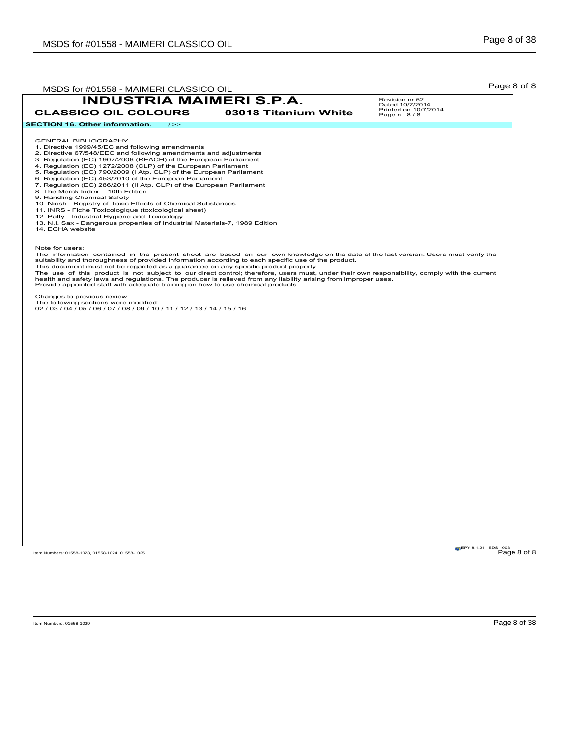**INDUSTRIA MAIMERI S.P.A.**

**CLASSICO OIL COLOURS** — **03018 Titanium White**

Revision nr.52
Dated 10/7/2014
Printed on 10/7/2014
Page n. 8 / 8

## SECTION 16. Other information. ... / >>

GENERAL BIBLIOGRAPHY

1. Directive 1999/45/EC and following amendments
2. Directive 67/548/EEC and following amendments and adjustments
3. Regulation (EC) 1907/2006 (REACH) of the European Parliament
4. Regulation (EC) 1272/2008 (CLP) of the European Parliament
5. Regulation (EC) 790/2009 (I Atp. CLP) of the European Parliament
6. Regulation (EC) 453/2010 of the European Parliament
7. Regulation (EC) 286/2011 (II Atp. CLP) of the European Parliament
8. The Merck Index. - 10th Edition
9. Handling Chemical Safety
10. Niosh - Registry of Toxic Effects of Chemical Substances
11. INRS - Fiche Toxicologique (toxicological sheet)
12. Patty - Industrial Hygiene and Toxicology
13. N.I. Sax - Dangerous properties of Industrial Materials-7, 1989 Edition
14. ECHA website

Note for users:
The information contained in the present sheet are based on our own knowledge on the date of the last version. Users must verify the suitability and thoroughness of provided information according to each specific use of the product.
This document must not be regarded as a guarantee on any specific product property.
The use of this product is not subject to our direct control; therefore, users must, under their own responsibility, comply with the current health and safety laws and regulations. The producer is relieved from any liability arising from improper uses.
Provide appointed staff with adequate training on how to use chemical products.

Changes to previous review:
The following sections were modified:
02 / 03 / 04 / 05 / 06 / 07 / 08 / 09 / 10 / 11 / 12 / 13 / 14 / 15 / 16.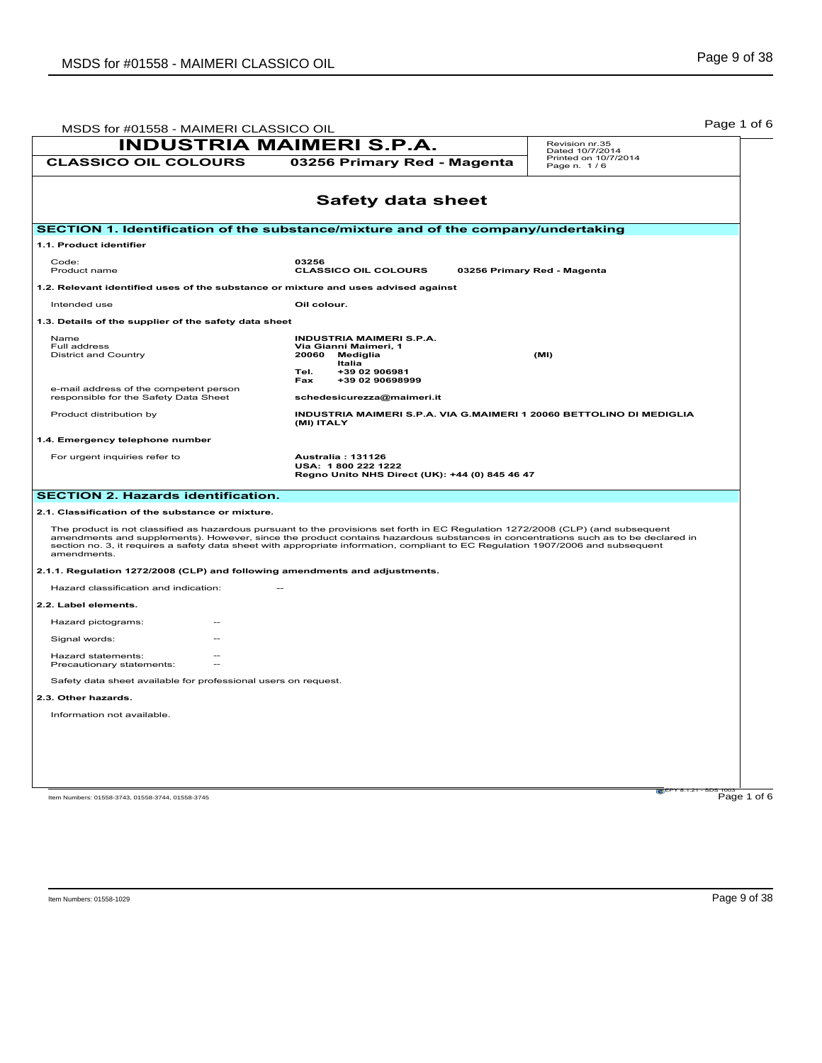| INDUSTRIA MAIMERI S.P.A. | | Revision nr.35 Dated 10/7/2014 Printed on 10/7/2014 Page n. 1 / 6 |
|---|---|---|
| CLASSICO OIL COLOURS | 03256 Primary Red - Magenta | |

# Safety data sheet

## SECTION 1. Identification of the substance/mixture and of the company/undertaking

### 1.1. Product identifier

| | |
|---|---|
| Code: | **03256** |
| Product name | **CLASSICO OIL COLOURS 03256 Primary Red - Magenta** |

### 1.2. Relevant identified uses of the substance or mixture and uses advised against

| | |
|---|---|
| Intended use | **Oil colour.** |

### 1.3. Details of the supplier of the safety data sheet

| | |
|---|---|
| Name | **INDUSTRIA MAIMERI S.P.A.** |
| Full address | **Via Gianni Maimeri, 1** |
| District and Country | **20060 Mediglia (MI)** **Italia** |
| | **Tel. +39 02 906981** |
| | **Fax +39 02 90698999** |
| e-mail address of the competent person responsible for the Safety Data Sheet | **schedesicurezza@maimeri.it** |
| Product distribution by | **INDUSTRIA MAIMERI S.P.A. VIA G.MAIMERI 1 20060 BETTOLINO DI MEDIGLIA (MI) ITALY** |

### 1.4. Emergency telephone number

| | |
|---|---|
| For urgent inquiries refer to | **Australia : 131126** **USA: 1 800 222 1222** **Regno Unito NHS Direct (UK): +44 (0) 845 46 47** |

## SECTION 2. Hazards identification.

### 2.1. Classification of the substance or mixture.

The product is not classified as hazardous pursuant to the provisions set forth in EC Regulation 1272/2008 (CLP) (and subsequent amendments and supplements). However, since the product contains hazardous substances in concentrations such as to be declared in section no. 3, it requires a safety data sheet with appropriate information, compliant to EC Regulation 1907/2006 and subsequent amendments.

### 2.1.1. Regulation 1272/2008 (CLP) and following amendments and adjustments.

Hazard classification and indication: --

### 2.2. Label elements.

Hazard pictograms: --

Signal words: --

Hazard statements: --
Precautionary statements: --

Safety data sheet available for professional users on request.

### 2.3. Other hazards.

Information not available.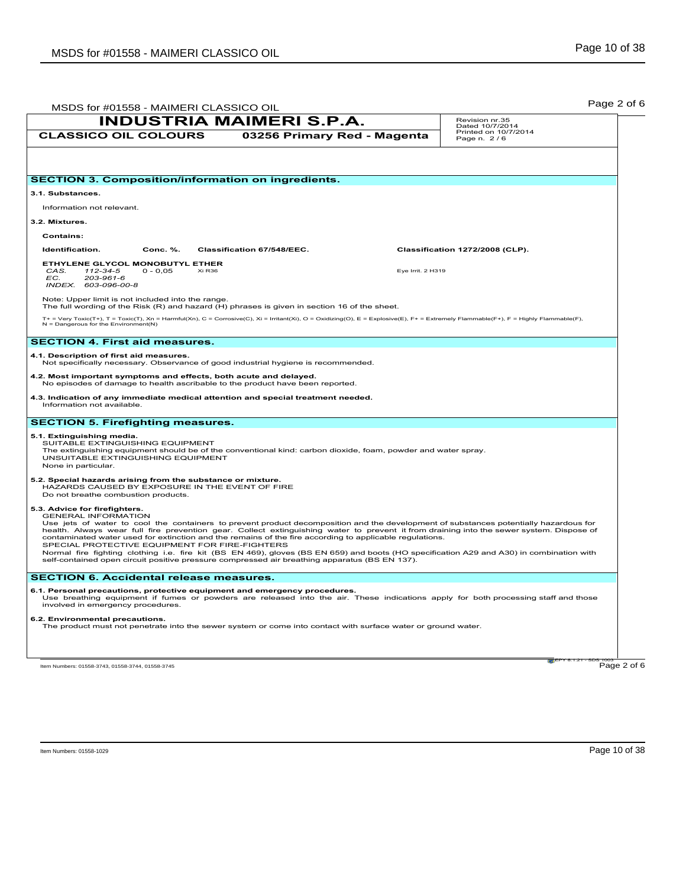## INDUSTRIA MAIMERI S.P.A.

**CLASSICO OIL COLOURS** **03256 Primary Red - Magenta**

Revision nr.35
Dated 10/7/2014
Printed on 10/7/2014
Page n. 2 / 6

## SECTION 3. Composition/information on ingredients.

**3.1. Substances.**

Information not relevant.

**3.2. Mixtures.**

**Contains:**

| Identification. | Conc. %. | Classification 67/548/EEC. | Classification 1272/2008 (CLP). |
|---|---|---|---|
| **ETHYLENE GLYCOL MONOBUTYL ETHER**<br>*CAS. 112-34-5*<br>*EC. 203-961-6*<br>*INDEX. 603-096-00-8* | 0 - 0,05 | Xi R36 | Eye Irrit. 2 H319 |

Note: Upper limit is not included into the range.
The full wording of the Risk (R) and hazard (H) phrases is given in section 16 of the sheet.

T+ = Very Toxic(T+), T = Toxic(T), Xn = Harmful(Xn), C = Corrosive(C), Xi = Irritant(Xi), O = Oxidizing(O), E = Explosive(E), F+ = Extremely Flammable(F+), F = Highly Flammable(F), N = Dangerous for the Environment(N)

## SECTION 4. First aid measures.

**4.1. Description of first aid measures.**
Not specifically necessary. Observance of good industrial hygiene is recommended.

**4.2. Most important symptoms and effects, both acute and delayed.**
No episodes of damage to health ascribable to the product have been reported.

**4.3. Indication of any immediate medical attention and special treatment needed.**
Information not available.

## SECTION 5. Firefighting measures.

**5.1. Extinguishing media.**
SUITABLE EXTINGUISHING EQUIPMENT
The extinguishing equipment should be of the conventional kind: carbon dioxide, foam, powder and water spray.
UNSUITABLE EXTINGUISHING EQUIPMENT
None in particular.

**5.2. Special hazards arising from the substance or mixture.**
HAZARDS CAUSED BY EXPOSURE IN THE EVENT OF FIRE
Do not breathe combustion products.

**5.3. Advice for firefighters.**
GENERAL INFORMATION
Use jets of water to cool the containers to prevent product decomposition and the development of substances potentially hazardous for health. Always wear full fire prevention gear. Collect extinguishing water to prevent it from draining into the sewer system. Dispose of contaminated water used for extinction and the remains of the fire according to applicable regulations.
SPECIAL PROTECTIVE EQUIPMENT FOR FIRE-FIGHTERS
Normal fire fighting clothing i.e. fire kit (BS EN 469), gloves (BS EN 659) and boots (HO specification A29 and A30) in combination with self-contained open circuit positive pressure compressed air breathing apparatus (BS EN 137).

## SECTION 6. Accidental release measures.

**6.1. Personal precautions, protective equipment and emergency procedures.**
Use breathing equipment if fumes or powders are released into the air. These indications apply for both processing staff and those involved in emergency procedures.

**6.2. Environmental precautions.**
The product must not penetrate into the sewer system or come into contact with surface water or ground water.

Item Numbers: 01558-3743, 01558-3744, 01558-3745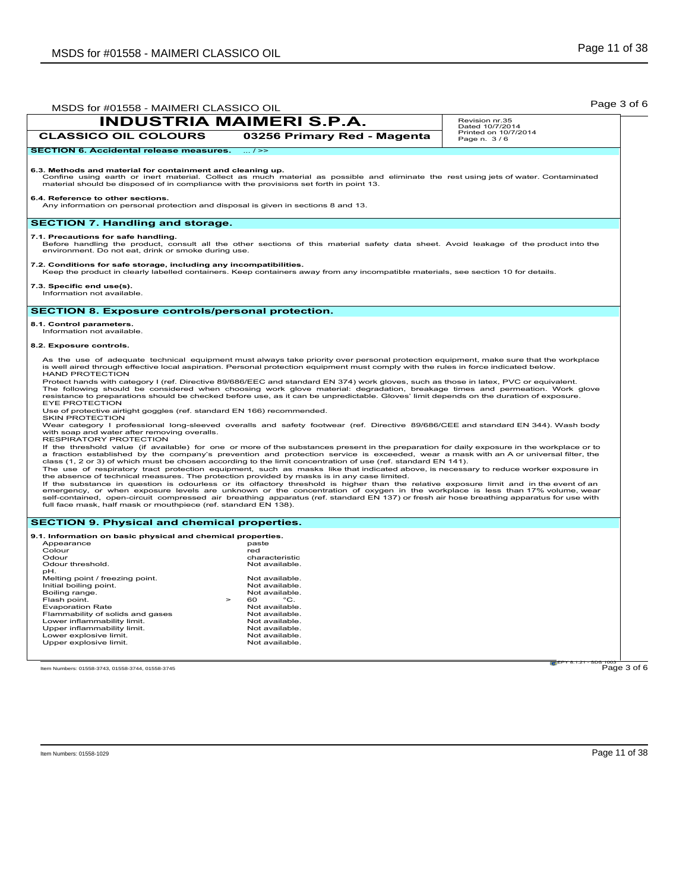## INDUSTRIA MAIMERI S.P.A.

**CLASSICO OIL COLOURS** | **03256 Primary Red - Magenta**

Revision nr.35
Dated 10/7/2014
Printed on 10/7/2014
Page n. 3 / 6

### SECTION 6. Accidental release measures. ... / >>

**6.3. Methods and material for containment and cleaning up.**
Confine using earth or inert material. Collect as much material as possible and eliminate the rest using jets of water. Contaminated material should be disposed of in compliance with the provisions set forth in point 13.

**6.4. Reference to other sections.**
Any information on personal protection and disposal is given in sections 8 and 13.

### SECTION 7. Handling and storage.

**7.1. Precautions for safe handling.**
Before handling the product, consult all the other sections of this material safety data sheet. Avoid leakage of the product into the environment. Do not eat, drink or smoke during use.

**7.2. Conditions for safe storage, including any incompatibilities.**
Keep the product in clearly labelled containers. Keep containers away from any incompatible materials, see section 10 for details.

**7.3. Specific end use(s).**
Information not available.

### SECTION 8. Exposure controls/personal protection.

**8.1. Control parameters.**
Information not available.

**8.2. Exposure controls.**

As the use of adequate technical equipment must always take priority over personal protection equipment, make sure that the workplace is well aired through effective local aspiration. Personal protection equipment must comply with the rules in force indicated below.
HAND PROTECTION
Protect hands with category I (ref. Directive 89/686/EEC and standard EN 374) work gloves, such as those in latex, PVC or equivalent.
The following should be considered when choosing work glove material: degradation, breakage times and permeation. Work glove resistance to preparations should be checked before use, as it can be unpredictable. Gloves' limit depends on the duration of exposure.
EYE PROTECTION
Use of protective airtight goggles (ref. standard EN 166) recommended.
SKIN PROTECTION
Wear category I professional long-sleeved overalls and safety footwear (ref. Directive 89/686/CEE and standard EN 344). Wash body with soap and water after removing overalls.
RESPIRATORY PROTECTION
If the threshold value (if available) for one or more of the substances present in the preparation for daily exposure in the workplace or to a fraction established by the company's prevention and protection service is exceeded, wear a mask with an A or universal filter, the class (1, 2 or 3) of which must be chosen according to the limit concentration of use (ref. standard EN 141).
The use of respiratory tract protection equipment, such as masks like that indicated above, is necessary to reduce worker exposure in the absence of technical measures. The protection provided by masks is in any case limited.
If the substance in question is odourless or its olfactory threshold is higher than the relative exposure limit and in the event of an emergency, or when exposure levels are unknown or the concentration of oxygen in the workplace is less than 17% volume, wear self-contained, open-circuit compressed air breathing apparatus (ref. standard EN 137) or fresh air hose breathing apparatus for use with full face mask, half mask or mouthpiece (ref. standard EN 138).

### SECTION 9. Physical and chemical properties.

**9.1. Information on basic physical and chemical properties.**

| Property | Value |
|---|---|
| Appearance | paste |
| Colour | red |
| Odour | characteristic |
| Odour threshold. | Not available. |
| pH. | |
| Melting point / freezing point. | Not available. |
| Initial boiling point. | Not available. |
| Boiling range. | Not available. |
| Flash point. | > 60 °C. |
| Evaporation Rate | Not available. |
| Flammability of solids and gases | Not available. |
| Lower inflammability limit. | Not available. |
| Upper inflammability limit. | Not available. |
| Lower explosive limit. | Not available. |
| Upper explosive limit. | Not available. |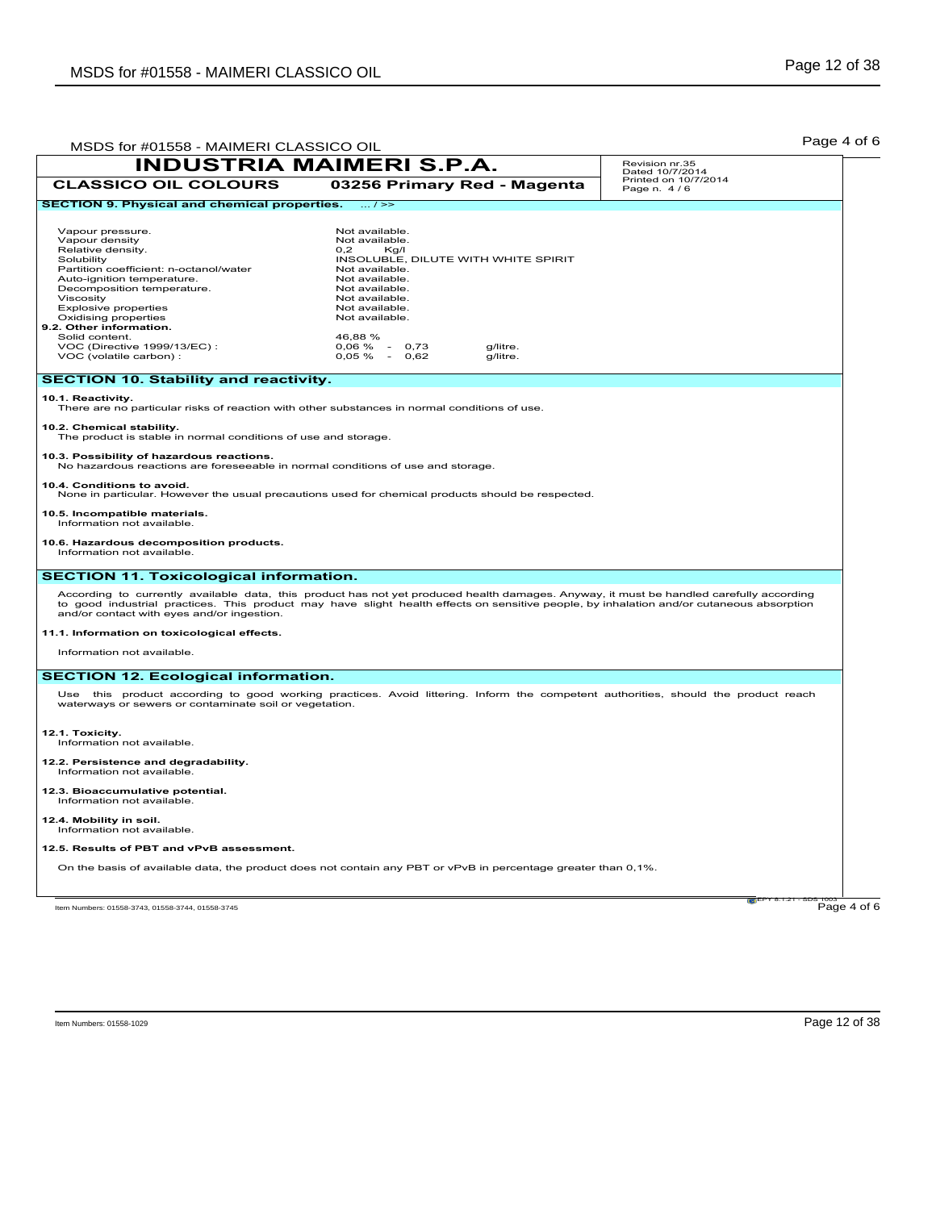**INDUSTRIA MAIMERI S.P.A.**

**CLASSICO OIL COLOURS** **03256 Primary Red - Magenta**

Revision nr.35
Dated 10/7/2014
Printed on 10/7/2014
Page n. 4 / 6

## SECTION 9. Physical and chemical properties. ... / >>

| | | |
|---|---|---|
| Vapour pressure. | Not available. | |
| Vapour density | Not available. | |
| Relative density. | 0,2 Kg/l | |
| Solubility | INSOLUBLE, DILUTE WITH WHITE SPIRIT | |
| Partition coefficient: n-octanol/water | Not available. | |
| Auto-ignition temperature. | Not available. | |
| Decomposition temperature. | Not available. | |
| Viscosity | Not available. | |
| Explosive properties | Not available. | |
| Oxidising properties | Not available. | |

**9.2. Other information.**

| | | |
|---|---|---|
| Solid content. | 46,88 % | |
| VOC (Directive 1999/13/EC) : | 0,06 % - 0,73 | g/litre. |
| VOC (volatile carbon) : | 0,05 % - 0,62 | g/litre. |

## SECTION 10. Stability and reactivity.

**10.1. Reactivity.**
There are no particular risks of reaction with other substances in normal conditions of use.

**10.2. Chemical stability.**
The product is stable in normal conditions of use and storage.

**10.3. Possibility of hazardous reactions.**
No hazardous reactions are foreseeable in normal conditions of use and storage.

**10.4. Conditions to avoid.**
None in particular. However the usual precautions used for chemical products should be respected.

**10.5. Incompatible materials.**
Information not available.

**10.6. Hazardous decomposition products.**
Information not available.

## SECTION 11. Toxicological information.

According to currently available data, this product has not yet produced health damages. Anyway, it must be handled carefully according to good industrial practices. This product may have slight health effects on sensitive people, by inhalation and/or cutaneous absorption and/or contact with eyes and/or ingestion.

**11.1. Information on toxicological effects.**

Information not available.

## SECTION 12. Ecological information.

Use this product according to good working practices. Avoid littering. Inform the competent authorities, should the product reach waterways or sewers or contaminate soil or vegetation.

**12.1. Toxicity.**
Information not available.

**12.2. Persistence and degradability.**
Information not available.

**12.3. Bioaccumulative potential.**
Information not available.

**12.4. Mobility in soil.**
Information not available.

**12.5. Results of PBT and vPvB assessment.**

On the basis of available data, the product does not contain any PBT or vPvB in percentage greater than 0,1%.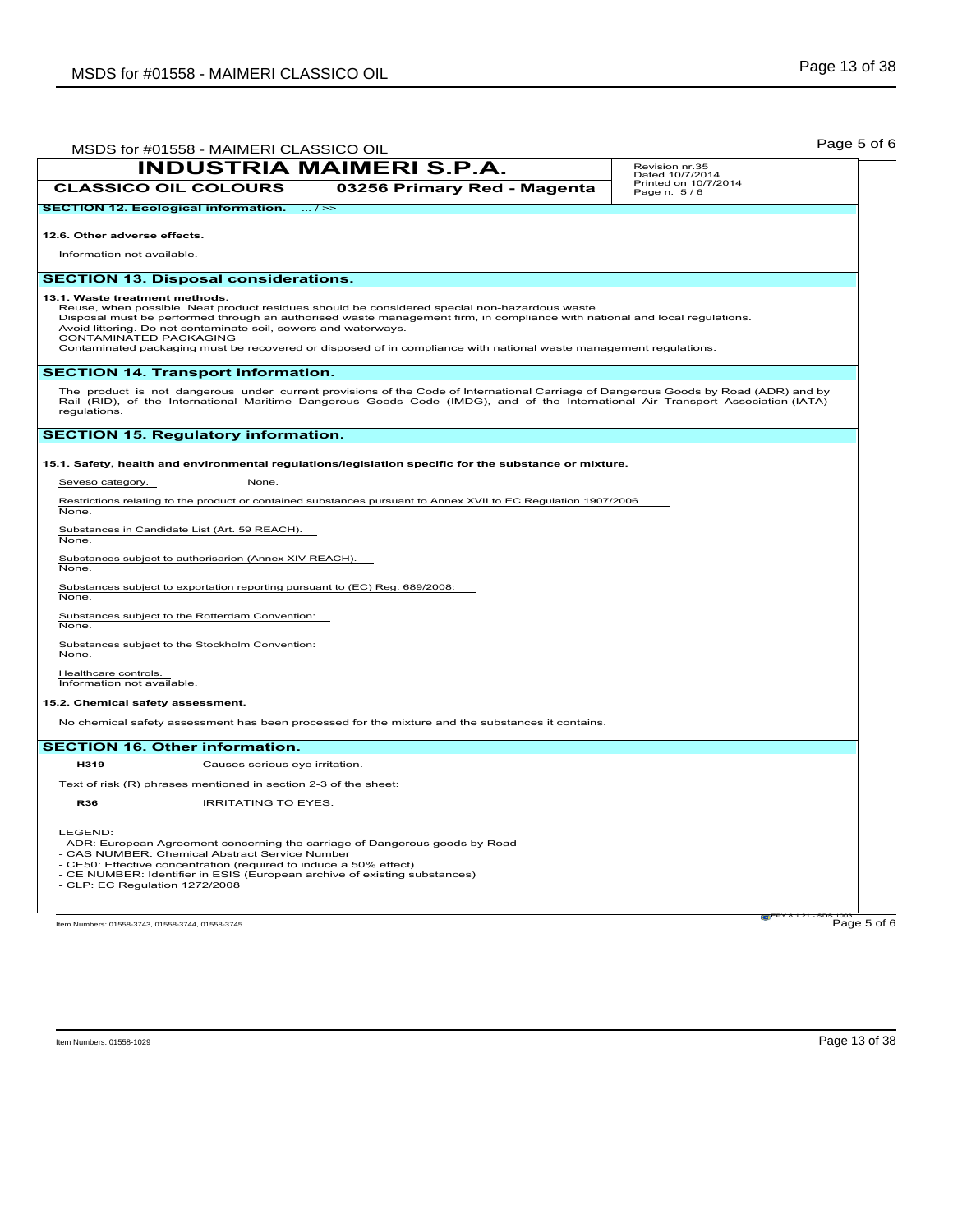**INDUSTRIA MAIMERI S.P.A.**

**CLASSICO OIL COLOURS** **03256 Primary Red - Magenta**

Revision nr.35
Dated 10/7/2014
Printed on 10/7/2014
Page n. 5 / 6

## SECTION 12. Ecological information. ... / >>

**12.6. Other adverse effects.**

Information not available.

## SECTION 13. Disposal considerations.

**13.1. Waste treatment methods.**

Reuse, when possible. Neat product residues should be considered special non-hazardous waste.
Disposal must be performed through an authorised waste management firm, in compliance with national and local regulations.
Avoid littering. Do not contaminate soil, sewers and waterways.
CONTAMINATED PACKAGING
Contaminated packaging must be recovered or disposed of in compliance with national waste management regulations.

## SECTION 14. Transport information.

The product is not dangerous under current provisions of the Code of International Carriage of Dangerous Goods by Road (ADR) and by Rail (RID), of the International Maritime Dangerous Goods Code (IMDG), and of the International Air Transport Association (IATA) regulations.

## SECTION 15. Regulatory information.

**15.1. Safety, health and environmental regulations/legislation specific for the substance or mixture.**

Seveso category. None.

Restrictions relating to the product or contained substances pursuant to Annex XVII to EC Regulation 1907/2006.
None.

Substances in Candidate List (Art. 59 REACH).
None.

Substances subject to authorisarion (Annex XIV REACH).
None.

Substances subject to exportation reporting pursuant to (EC) Reg. 689/2008:
None.

Substances subject to the Rotterdam Convention:
None.

Substances subject to the Stockholm Convention:
None.

Healthcare controls.
Information not available.

**15.2. Chemical safety assessment.**

No chemical safety assessment has been processed for the mixture and the substances it contains.

## SECTION 16. Other information.

**H319** Causes serious eye irritation.

Text of risk (R) phrases mentioned in section 2-3 of the sheet:

**R36** IRRITATING TO EYES.

LEGEND:
- ADR: European Agreement concerning the carriage of Dangerous goods by Road
- CAS NUMBER: Chemical Abstract Service Number
- CE50: Effective concentration (required to induce a 50% effect)
- CE NUMBER: Identifier in ESIS (European archive of existing substances)
- CLP: EC Regulation 1272/2008

EPY 8.1.21 - SDS 1003

Item Numbers: 01558-3743, 01558-3744, 01558-3745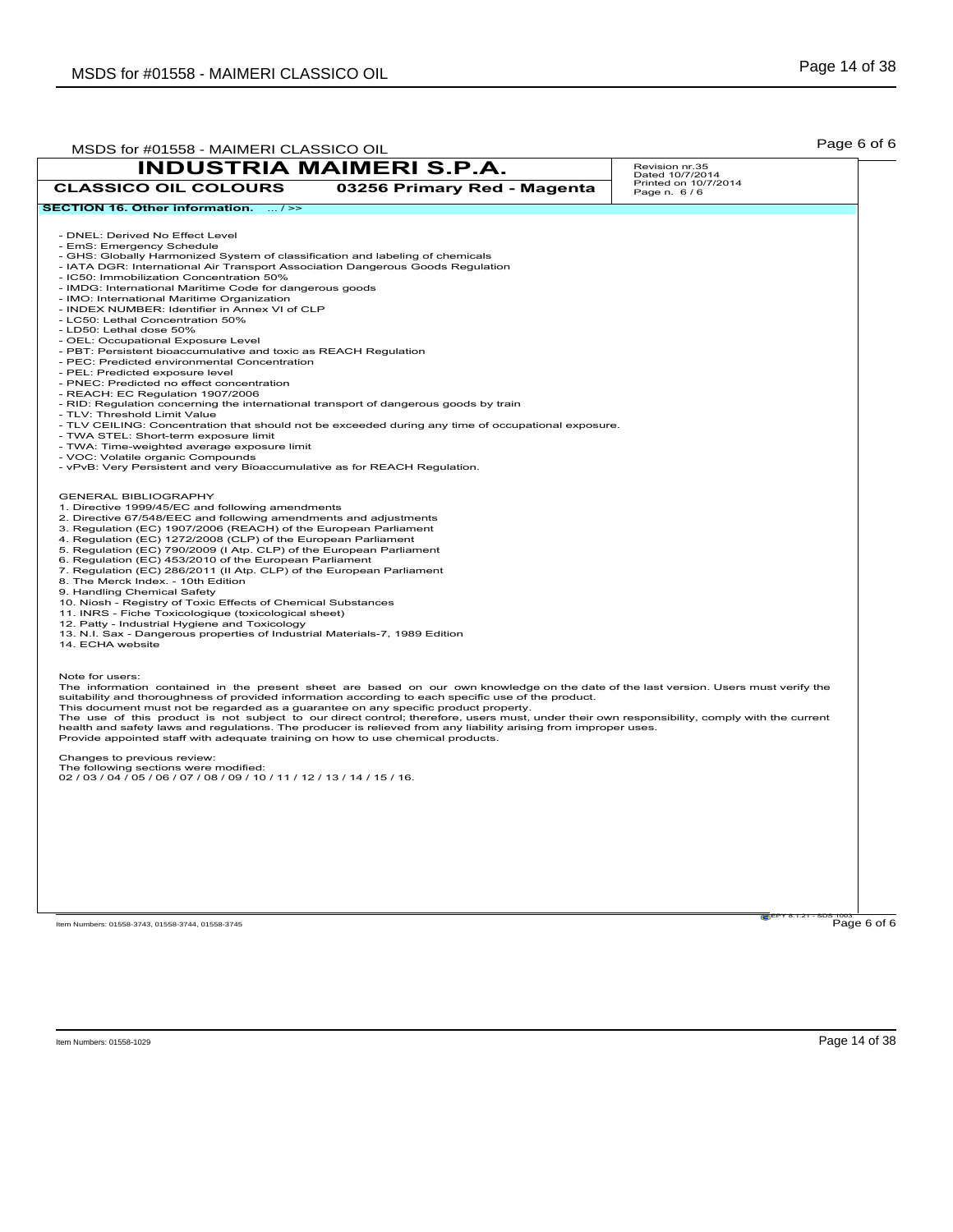## INDUSTRIA MAIMERI S.P.A.

**CLASSICO OIL COLOURS** **03256 Primary Red - Magenta**

Revision nr.35
Dated 10/7/2014
Printed on 10/7/2014
Page n. 6 / 6

**SECTION 16. Other information.** ... / >>

- DNEL: Derived No Effect Level
- EmS: Emergency Schedule
- GHS: Globally Harmonized System of classification and labeling of chemicals
- IATA DGR: International Air Transport Association Dangerous Goods Regulation
- IC50: Immobilization Concentration 50%
- IMDG: International Maritime Code for dangerous goods
- IMO: International Maritime Organization
- INDEX NUMBER: Identifier in Annex VI of CLP
- LC50: Lethal Concentration 50%
- LD50: Lethal dose 50%
- OEL: Occupational Exposure Level
- PBT: Persistent bioaccumulative and toxic as REACH Regulation
- PEC: Predicted environmental Concentration
- PEL: Predicted exposure level
- PNEC: Predicted no effect concentration
- REACH: EC Regulation 1907/2006
- RID: Regulation concerning the international transport of dangerous goods by train
- TLV: Threshold Limit Value
- TLV CEILING: Concentration that should not be exceeded during any time of occupational exposure.
- TWA STEL: Short-term exposure limit
- TWA: Time-weighted average exposure limit
- VOC: Volatile organic Compounds
- vPvB: Very Persistent and very Bioaccumulative as for REACH Regulation.

GENERAL BIBLIOGRAPHY

1. Directive 1999/45/EC and following amendments
2. Directive 67/548/EEC and following amendments and adjustments
3. Regulation (EC) 1907/2006 (REACH) of the European Parliament
4. Regulation (EC) 1272/2008 (CLP) of the European Parliament
5. Regulation (EC) 790/2009 (I Atp. CLP) of the European Parliament
6. Regulation (EC) 453/2010 of the European Parliament
7. Regulation (EC) 286/2011 (II Atp. CLP) of the European Parliament
8. The Merck Index. - 10th Edition
9. Handling Chemical Safety
10. Niosh - Registry of Toxic Effects of Chemical Substances
11. INRS - Fiche Toxicologique (toxicological sheet)
12. Patty - Industrial Hygiene and Toxicology
13. N.I. Sax - Dangerous properties of Industrial Materials-7, 1989 Edition
14. ECHA website

Note for users:
The information contained in the present sheet are based on our own knowledge on the date of the last version. Users must verify the suitability and thoroughness of provided information according to each specific use of the product.
This document must not be regarded as a guarantee on any specific product property.
The use of this product is not subject to our direct control; therefore, users must, under their own responsibility, comply with the current health and safety laws and regulations. The producer is relieved from any liability arising from improper uses.
Provide appointed staff with adequate training on how to use chemical products.

Changes to previous review:
The following sections were modified:
02 / 03 / 04 / 05 / 06 / 07 / 08 / 09 / 10 / 11 / 12 / 13 / 14 / 15 / 16.

Item Numbers: 01558-3743, 01558-3744, 01558-3745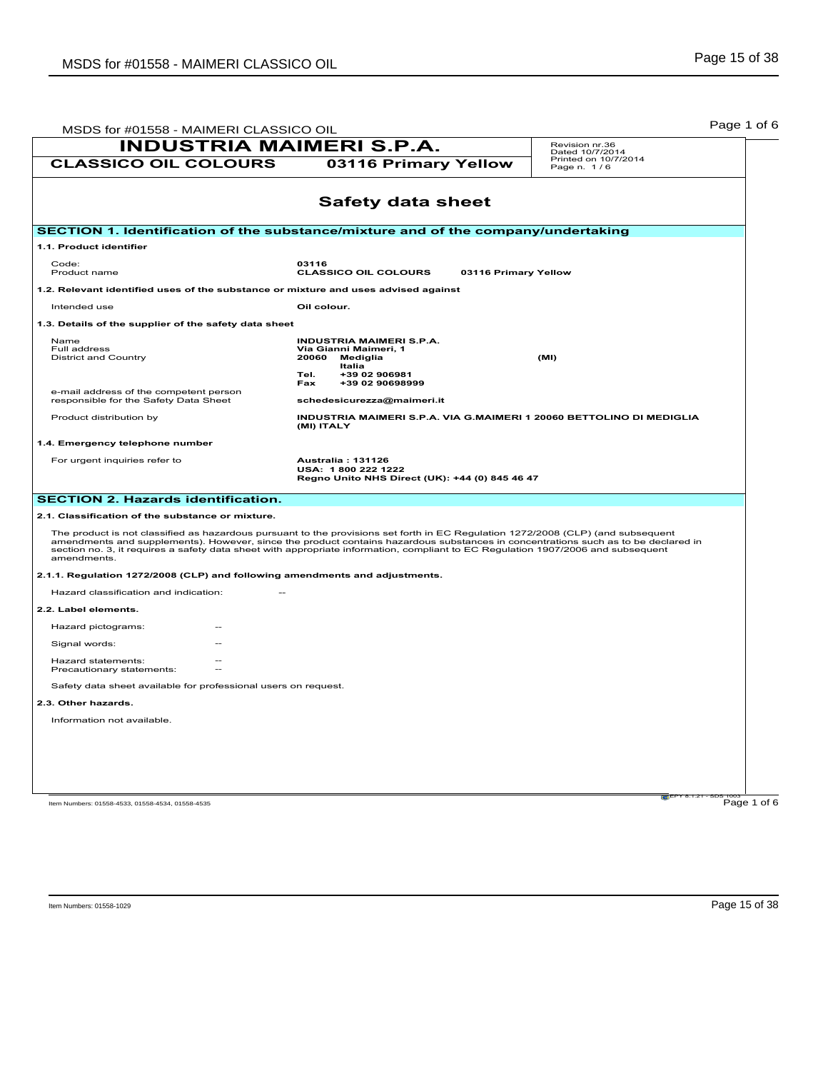| INDUSTRIA MAIMERI S.P.A. | | Revision nr.36 Dated 10/7/2014 Printed on 10/7/2014 Page n. 1 / 6 |
|---|---|---|
| CLASSICO OIL COLOURS | 03116 Primary Yellow | |

# Safety data sheet

## SECTION 1. Identification of the substance/mixture and of the company/undertaking

### 1.1. Product identifier

| | |
|---|---|
| Code: | **03116** |
| Product name | **CLASSICO OIL COLOURS 03116 Primary Yellow** |

### 1.2. Relevant identified uses of the substance or mixture and uses advised against

| | |
|---|---|
| Intended use | **Oil colour.** |

### 1.3. Details of the supplier of the safety data sheet

| | |
|---|---|
| Name | **INDUSTRIA MAIMERI S.P.A.** |
| Full address | **Via Gianni Maimeri, 1** |
| District and Country | **20060 Mediglia (MI)** **Italia** |
| | **Tel. +39 02 906981** |
| | **Fax +39 02 90698999** |
| e-mail address of the competent person responsible for the Safety Data Sheet | **schedesicurezza@maimeri.it** |
| Product distribution by | **INDUSTRIA MAIMERI S.P.A. VIA G.MAIMERI 1 20060 BETTOLINO DI MEDIGLIA (MI) ITALY** |

### 1.4. Emergency telephone number

| | |
|---|---|
| For urgent inquiries refer to | **Australia : 131126** **USA: 1 800 222 1222** **Regno Unito NHS Direct (UK): +44 (0) 845 46 47** |

## SECTION 2. Hazards identification.

### 2.1. Classification of the substance or mixture.

The product is not classified as hazardous pursuant to the provisions set forth in EC Regulation 1272/2008 (CLP) (and subsequent amendments and supplements). However, since the product contains hazardous substances in concentrations such as to be declared in section no. 3, it requires a safety data sheet with appropriate information, compliant to EC Regulation 1907/2006 and subsequent amendments.

### 2.1.1. Regulation 1272/2008 (CLP) and following amendments and adjustments.

Hazard classification and indication: --

### 2.2. Label elements.

Hazard pictograms: --

Signal words: --

Hazard statements: --

Precautionary statements: --

Safety data sheet available for professional users on request.

### 2.3. Other hazards.

Information not available.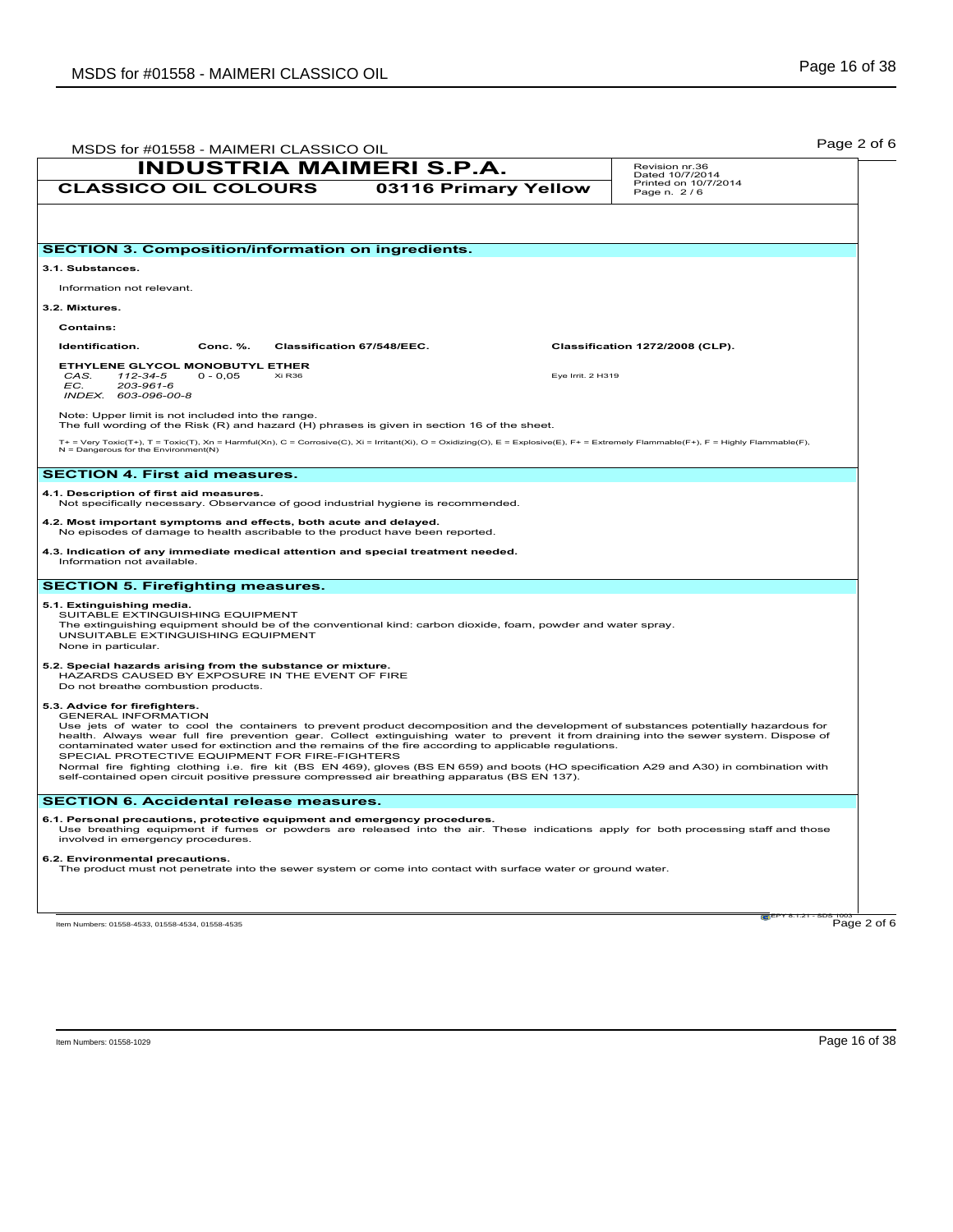**INDUSTRIA MAIMERI S.P.A.**

**CLASSICO OIL COLOURS** | **03116 Primary Yellow**

Revision nr.36
Dated 10/7/2014
Printed on 10/7/2014
Page n. 2 / 6

## SECTION 3. Composition/information on ingredients.

**3.1. Substances.**

Information not relevant.

**3.2. Mixtures.**

**Contains:**

| Identification. | Conc. %. | Classification 67/548/EEC. | Classification 1272/2008 (CLP). |
|---|---|---|---|
| **ETHYLENE GLYCOL MONOBUTYL ETHER** | | | |
| *CAS.* *112-34-5* | 0 - 0,05 | Xi R36 | Eye Irrit. 2 H319 |
| *EC.* *203-961-6* | | | |
| *INDEX.* *603-096-00-8* | | | |

Note: Upper limit is not included into the range.
The full wording of the Risk (R) and hazard (H) phrases is given in section 16 of the sheet.

T+ = Very Toxic(T+), T = Toxic(T), Xn = Harmful(Xn), C = Corrosive(C), Xi = Irritant(Xi), O = Oxidizing(O), E = Explosive(E), F+ = Extremely Flammable(F+), F = Highly Flammable(F), N = Dangerous for the Environment(N)

## SECTION 4. First aid measures.

**4.1. Description of first aid measures.**
Not specifically necessary. Observance of good industrial hygiene is recommended.

**4.2. Most important symptoms and effects, both acute and delayed.**
No episodes of damage to health ascribable to the product have been reported.

**4.3. Indication of any immediate medical attention and special treatment needed.**
Information not available.

## SECTION 5. Firefighting measures.

**5.1. Extinguishing media.**
SUITABLE EXTINGUISHING EQUIPMENT
The extinguishing equipment should be of the conventional kind: carbon dioxide, foam, powder and water spray.
UNSUITABLE EXTINGUISHING EQUIPMENT
None in particular.

**5.2. Special hazards arising from the substance or mixture.**
HAZARDS CAUSED BY EXPOSURE IN THE EVENT OF FIRE
Do not breathe combustion products.

**5.3. Advice for firefighters.**
GENERAL INFORMATION
Use jets of water to cool the containers to prevent product decomposition and the development of substances potentially hazardous for health. Always wear full fire prevention gear. Collect extinguishing water to prevent it from draining into the sewer system. Dispose of contaminated water used for extinction and the remains of the fire according to applicable regulations.
SPECIAL PROTECTIVE EQUIPMENT FOR FIRE-FIGHTERS
Normal fire fighting clothing i.e. fire kit (BS EN 469), gloves (BS EN 659) and boots (HO specification A29 and A30) in combination with self-contained open circuit positive pressure compressed air breathing apparatus (BS EN 137).

## SECTION 6. Accidental release measures.

**6.1. Personal precautions, protective equipment and emergency procedures.**
Use breathing equipment if fumes or powders are released into the air. These indications apply for both processing staff and those involved in emergency procedures.

**6.2. Environmental precautions.**
The product must not penetrate into the sewer system or come into contact with surface water or ground water.

Item Numbers: 01558-4533, 01558-4534, 01558-4535

Item Numbers: 01558-1029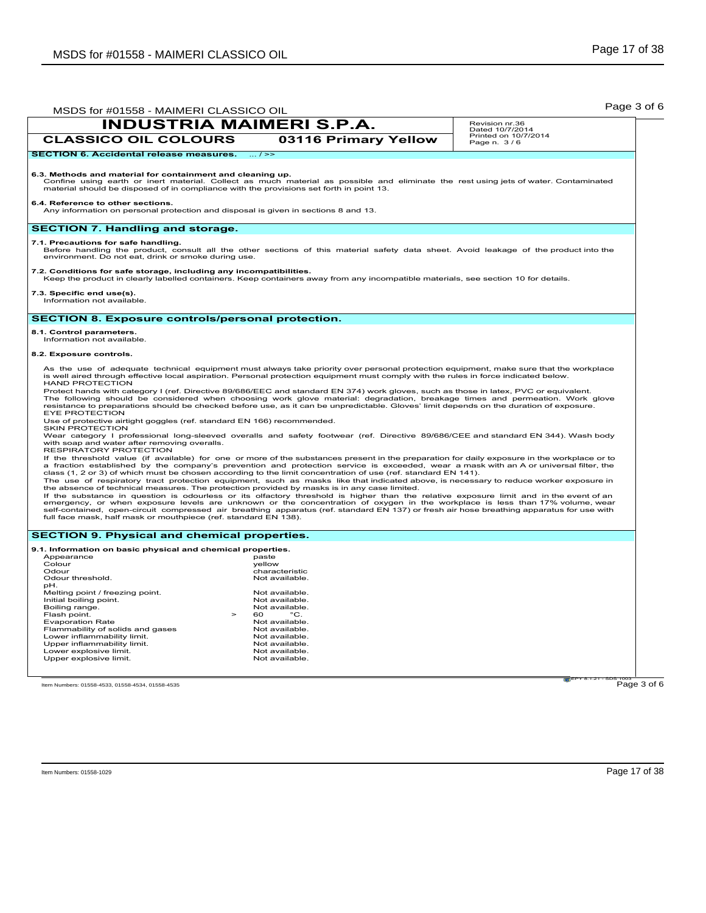## INDUSTRIA MAIMERI S.P.A.

**CLASSICO OIL COLOURS** **03116 Primary Yellow**

Revision nr.36
Dated 10/7/2014
Printed on 10/7/2014
Page n. 3 / 6

**SECTION 6. Accidental release measures.** ... / >>

**6.3. Methods and material for containment and cleaning up.**
Confine using earth or inert material. Collect as much material as possible and eliminate the rest using jets of water. Contaminated material should be disposed of in compliance with the provisions set forth in point 13.

**6.4. Reference to other sections.**
Any information on personal protection and disposal is given in sections 8 and 13.

## SECTION 7. Handling and storage.

**7.1. Precautions for safe handling.**
Before handling the product, consult all the other sections of this material safety data sheet. Avoid leakage of the product into the environment. Do not eat, drink or smoke during use.

**7.2. Conditions for safe storage, including any incompatibilities.**
Keep the product in clearly labelled containers. Keep containers away from any incompatible materials, see section 10 for details.

**7.3. Specific end use(s).**
Information not available.

## SECTION 8. Exposure controls/personal protection.

**8.1. Control parameters.**
Information not available.

**8.2. Exposure controls.**

As the use of adequate technical equipment must always take priority over personal protection equipment, make sure that the workplace is well aired through effective local aspiration. Personal protection equipment must comply with the rules in force indicated below.

HAND PROTECTION
Protect hands with category I (ref. Directive 89/686/EEC and standard EN 374) work gloves, such as those in latex, PVC or equivalent.
The following should be considered when choosing work glove material: degradation, breakage times and permeation. Work glove resistance to preparations should be checked before use, as it can be unpredictable. Gloves' limit depends on the duration of exposure.

EYE PROTECTION
Use of protective airtight goggles (ref. standard EN 166) recommended.

SKIN PROTECTION
Wear category I professional long-sleeved overalls and safety footwear (ref. Directive 89/686/CEE and standard EN 344). Wash body with soap and water after removing overalls.

RESPIRATORY PROTECTION
If the threshold value (if available) for one or more of the substances present in the preparation for daily exposure in the workplace or to a fraction established by the company's prevention and protection service is exceeded, wear a mask with an A or universal filter, the class (1, 2 or 3) of which must be chosen according to the limit concentration of use (ref. standard EN 141).
The use of respiratory tract protection equipment, such as masks like that indicated above, is necessary to reduce worker exposure in the absence of technical measures. The protection provided by masks is in any case limited.
If the substance in question is odourless or its olfactory threshold is higher than the relative exposure limit and in the event of an emergency, or when exposure levels are unknown or the concentration of oxygen in the workplace is less than 17% volume, wear self-contained, open-circuit compressed air breathing apparatus (ref. standard EN 137) or fresh air hose breathing apparatus for use with full face mask, half mask or mouthpiece (ref. standard EN 138).

## SECTION 9. Physical and chemical properties.

**9.1. Information on basic physical and chemical properties.**

| Property | Value |
|---|---|
| Appearance | paste |
| Colour | yellow |
| Odour | characteristic |
| Odour threshold. | Not available. |
| pH. | |
| Melting point / freezing point. | Not available. |
| Initial boiling point. | Not available. |
| Boiling range. | Not available. |
| Flash point. | > 60 °C. |
| Evaporation Rate | Not available. |
| Flammability of solids and gases | Not available. |
| Lower inflammability limit. | Not available. |
| Upper inflammability limit. | Not available. |
| Lower explosive limit. | Not available. |
| Upper explosive limit. | Not available. |

Item Numbers: 01558-4533, 01558-4534, 01558-4535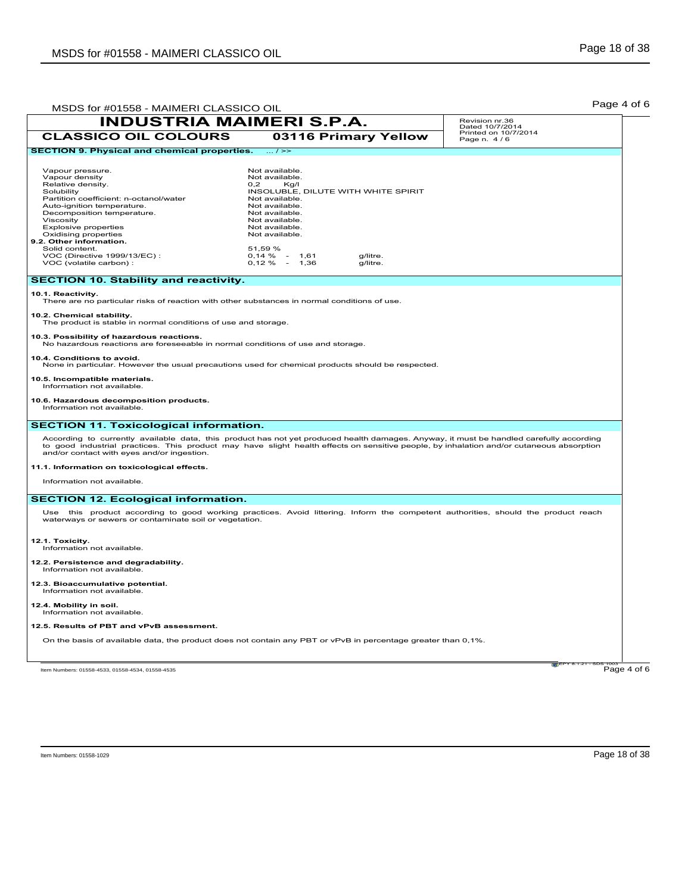| INDUSTRIA MAIMERI S.P.A. | | Revision nr.36<br>Dated 10/7/2014<br>Printed on 10/7/2014<br>Page n. 4 / 6 |
| --- | --- | --- |
| CLASSICO OIL COLOURS | 03116 Primary Yellow | |

## SECTION 9. Physical and chemical properties. ... / >>

| | |
| --- | --- |
| Vapour pressure. | Not available. |
| Vapour density | Not available. |
| Relative density. | 0,2 Kg/l |
| Solubility | INSOLUBLE, DILUTE WITH WHITE SPIRIT |
| Partition coefficient: n-octanol/water | Not available. |
| Auto-ignition temperature. | Not available. |
| Decomposition temperature. | Not available. |
| Viscosity | Not available. |
| Explosive properties | Not available. |
| Oxidising properties | Not available. |

**9.2. Other information.**

| | |
| --- | --- |
| Solid content. | 51,59 % |
| VOC (Directive 1999/13/EC) : | 0,14 % - 1,61 g/litre. |
| VOC (volatile carbon) : | 0,12 % - 1,36 g/litre. |

## SECTION 10. Stability and reactivity.

**10.1. Reactivity.**
There are no particular risks of reaction with other substances in normal conditions of use.

**10.2. Chemical stability.**
The product is stable in normal conditions of use and storage.

**10.3. Possibility of hazardous reactions.**
No hazardous reactions are foreseeable in normal conditions of use and storage.

**10.4. Conditions to avoid.**
None in particular. However the usual precautions used for chemical products should be respected.

**10.5. Incompatible materials.**
Information not available.

**10.6. Hazardous decomposition products.**
Information not available.

## SECTION 11. Toxicological information.

According to currently available data, this product has not yet produced health damages. Anyway, it must be handled carefully according to good industrial practices. This product may have slight health effects on sensitive people, by inhalation and/or cutaneous absorption and/or contact with eyes and/or ingestion.

**11.1. Information on toxicological effects.**

Information not available.

## SECTION 12. Ecological information.

Use this product according to good working practices. Avoid littering. Inform the competent authorities, should the product reach waterways or sewers or contaminate soil or vegetation.

**12.1. Toxicity.**
Information not available.

**12.2. Persistence and degradability.**
Information not available.

**12.3. Bioaccumulative potential.**
Information not available.

**12.4. Mobility in soil.**
Information not available.

**12.5. Results of PBT and vPvB assessment.**

On the basis of available data, the product does not contain any PBT or vPvB in percentage greater than 0,1%.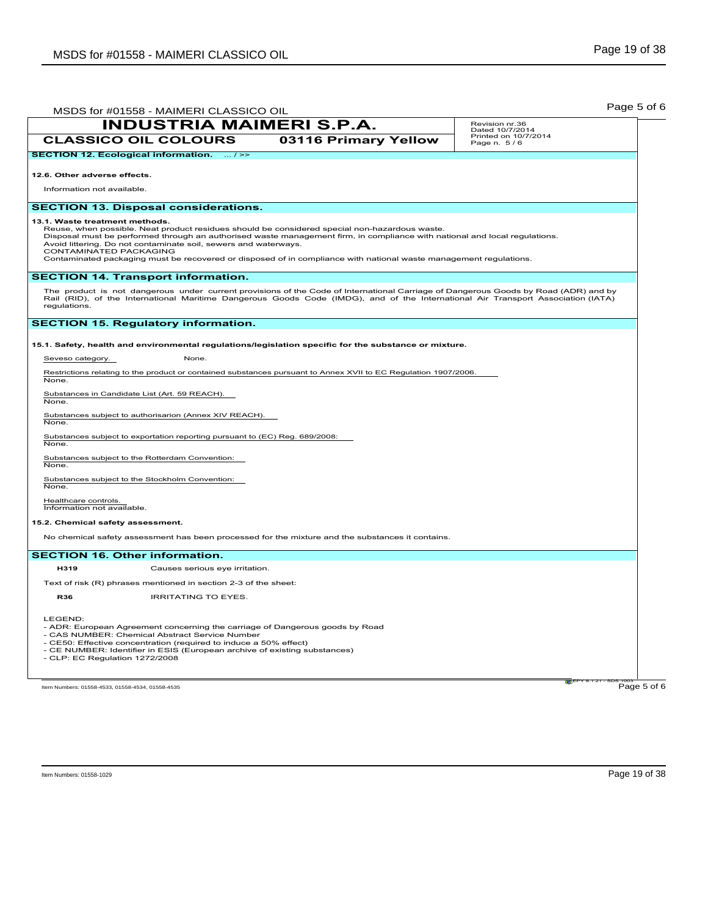**INDUSTRIA MAIMERI S.P.A.**

**CLASSICO OIL COLOURS** **03116 Primary Yellow**

Revision nr.36
Dated 10/7/2014
Printed on 10/7/2014
Page n. 5 / 6

**SECTION 12. Ecological information.** ... / >>

**12.6. Other adverse effects.**

Information not available.

## SECTION 13. Disposal considerations.

**13.1. Waste treatment methods.**

Reuse, when possible. Neat product residues should be considered special non-hazardous waste.
Disposal must be performed through an authorised waste management firm, in compliance with national and local regulations.
Avoid littering. Do not contaminate soil, sewers and waterways.
CONTAMINATED PACKAGING
Contaminated packaging must be recovered or disposed of in compliance with national waste management regulations.

## SECTION 14. Transport information.

The product is not dangerous under current provisions of the Code of International Carriage of Dangerous Goods by Road (ADR) and by Rail (RID), of the International Maritime Dangerous Goods Code (IMDG), and of the International Air Transport Association (IATA) regulations.

## SECTION 15. Regulatory information.

**15.1. Safety, health and environmental regulations/legislation specific for the substance or mixture.**

Seveso category. None.

Restrictions relating to the product or contained substances pursuant to Annex XVII to EC Regulation 1907/2006.
None.

Substances in Candidate List (Art. 59 REACH).
None.

Substances subject to authorisarion (Annex XIV REACH).
None.

Substances subject to exportation reporting pursuant to (EC) Reg. 689/2008:
None.

Substances subject to the Rotterdam Convention:
None.

Substances subject to the Stockholm Convention:
None.

Healthcare controls.
Information not available.

**15.2. Chemical safety assessment.**

No chemical safety assessment has been processed for the mixture and the substances it contains.

## SECTION 16. Other information.

**H319** Causes serious eye irritation.

Text of risk (R) phrases mentioned in section 2-3 of the sheet:

**R36** IRRITATING TO EYES.

LEGEND:
- ADR: European Agreement concerning the carriage of Dangerous goods by Road
- CAS NUMBER: Chemical Abstract Service Number
- CE50: Effective concentration (required to induce a 50% effect)
- CE NUMBER: Identifier in ESIS (European archive of existing substances)
- CLP: EC Regulation 1272/2008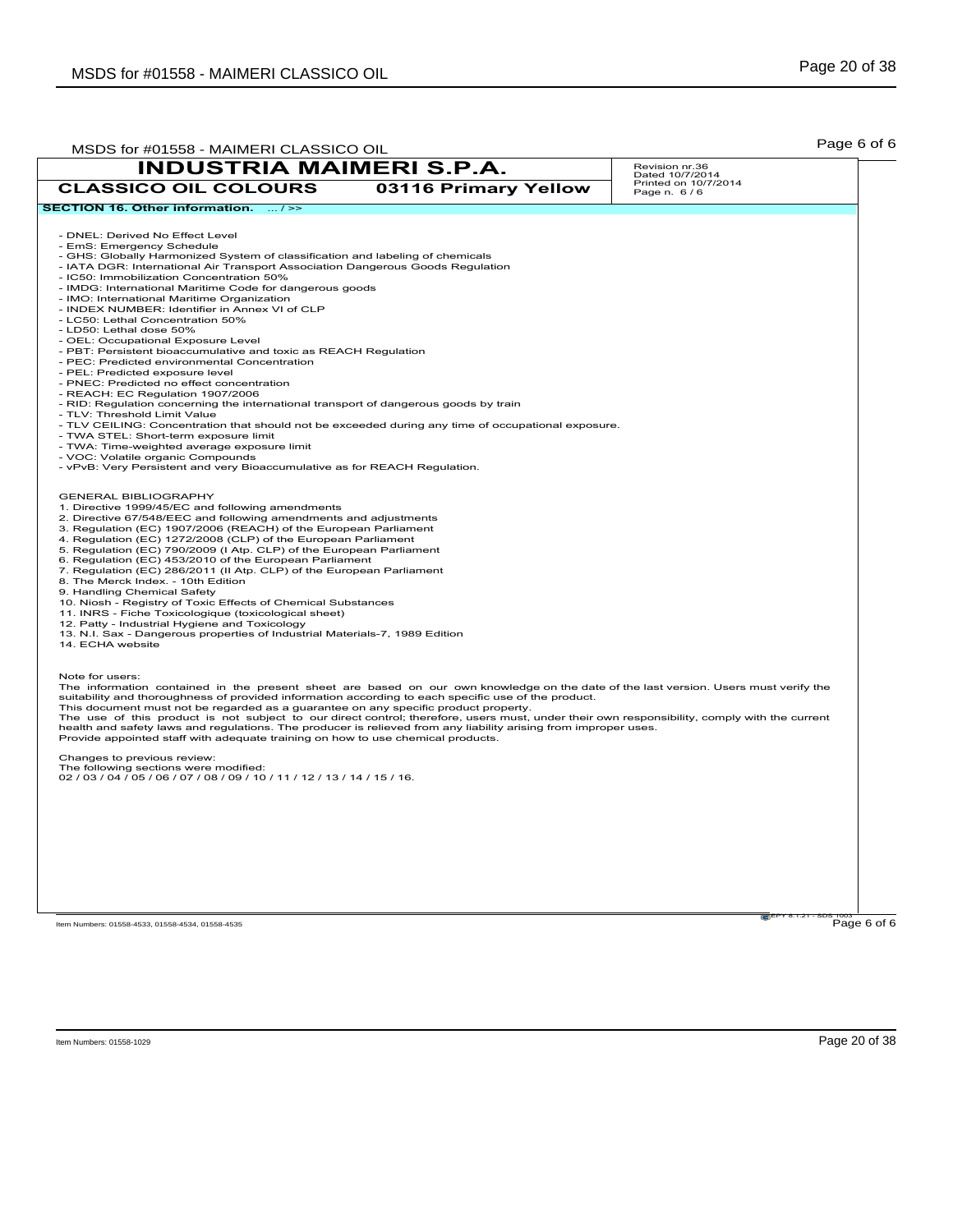**INDUSTRIA MAIMERI S.P.A.**

**CLASSICO OIL COLOURS** **03116 Primary Yellow**

Revision nr.36
Dated 10/7/2014
Printed on 10/7/2014
Page n. 6 / 6

**SECTION 16. Other information.** ... / >>

- DNEL: Derived No Effect Level
- EmS: Emergency Schedule
- GHS: Globally Harmonized System of classification and labeling of chemicals
- IATA DGR: International Air Transport Association Dangerous Goods Regulation
- IC50: Immobilization Concentration 50%
- IMDG: International Maritime Code for dangerous goods
- IMO: International Maritime Organization
- INDEX NUMBER: Identifier in Annex VI of CLP
- LC50: Lethal Concentration 50%
- LD50: Lethal dose 50%
- OEL: Occupational Exposure Level
- PBT: Persistent bioaccumulative and toxic as REACH Regulation
- PEC: Predicted environmental Concentration
- PEL: Predicted exposure level
- PNEC: Predicted no effect concentration
- REACH: EC Regulation 1907/2006
- RID: Regulation concerning the international transport of dangerous goods by train
- TLV: Threshold Limit Value
- TLV CEILING: Concentration that should not be exceeded during any time of occupational exposure.
- TWA STEL: Short-term exposure limit
- TWA: Time-weighted average exposure limit
- VOC: Volatile organic Compounds
- vPvB: Very Persistent and very Bioaccumulative as for REACH Regulation.

GENERAL BIBLIOGRAPHY

1. Directive 1999/45/EC and following amendments
2. Directive 67/548/EEC and following amendments and adjustments
3. Regulation (EC) 1907/2006 (REACH) of the European Parliament
4. Regulation (EC) 1272/2008 (CLP) of the European Parliament
5. Regulation (EC) 790/2009 (I Atp. CLP) of the European Parliament
6. Regulation (EC) 453/2010 of the European Parliament
7. Regulation (EC) 286/2011 (II Atp. CLP) of the European Parliament
8. The Merck Index. - 10th Edition
9. Handling Chemical Safety
10. Niosh - Registry of Toxic Effects of Chemical Substances
11. INRS - Fiche Toxicologique (toxicological sheet)
12. Patty - Industrial Hygiene and Toxicology
13. N.I. Sax - Dangerous properties of Industrial Materials-7, 1989 Edition
14. ECHA website

Note for users:
The information contained in the present sheet are based on our own knowledge on the date of the last version. Users must verify the suitability and thoroughness of provided information according to each specific use of the product.
This document must not be regarded as a guarantee on any specific product property.
The use of this product is not subject to our direct control; therefore, users must, under their own responsibility, comply with the current health and safety laws and regulations. The producer is relieved from any liability arising from improper uses.
Provide appointed staff with adequate training on how to use chemical products.

Changes to previous review:
The following sections were modified:
02 / 03 / 04 / 05 / 06 / 07 / 08 / 09 / 10 / 11 / 12 / 13 / 14 / 15 / 16.

Item Numbers: 01558-4533, 01558-4534, 01558-4535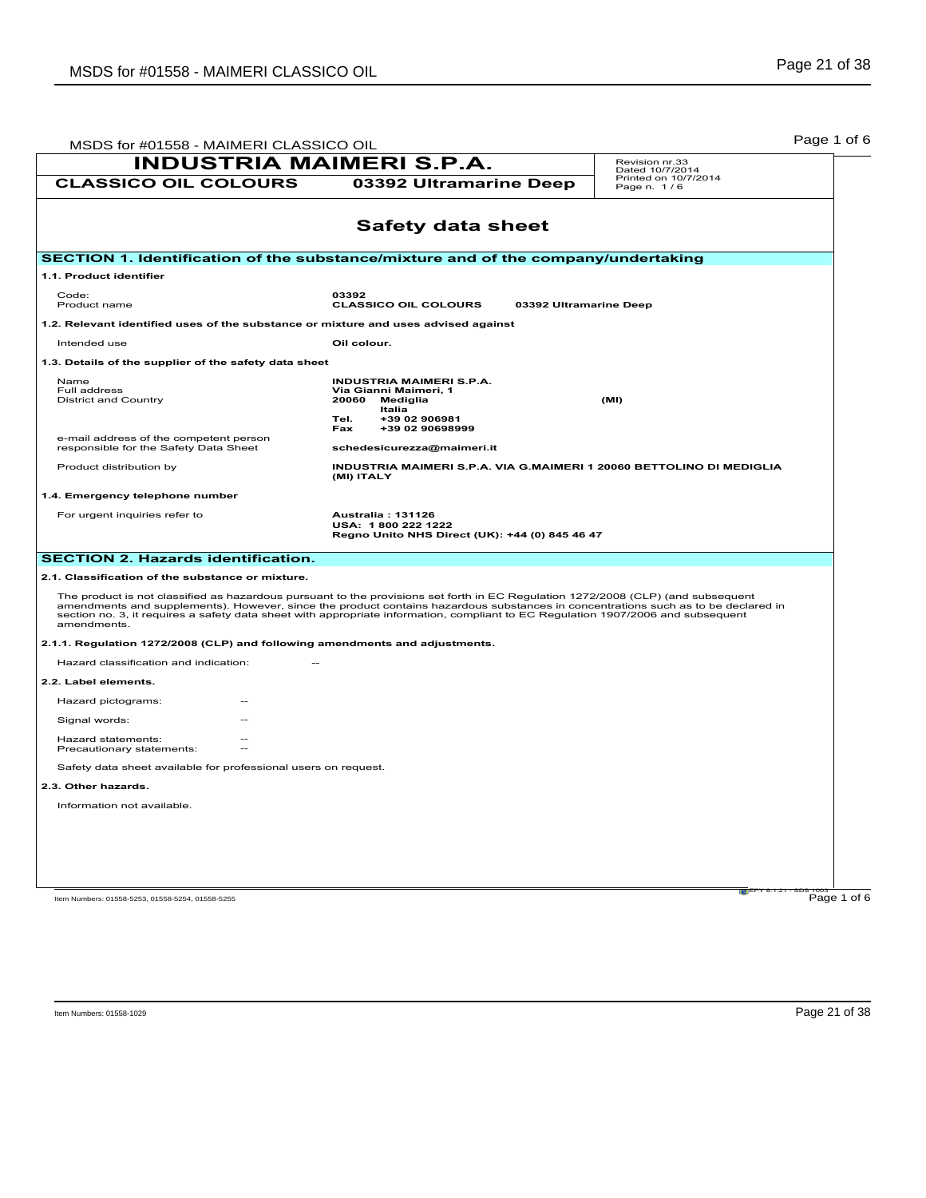| INDUSTRIA MAIMERI S.P.A. | | Revision nr.33<br>Dated 10/7/2014<br>Printed on 10/7/2014<br>Page n. 1 / 6 |
| --- | --- | --- |
| **CLASSICO OIL COLOURS** | **03392 Ultramarine Deep** | |

# Safety data sheet

## SECTION 1. Identification of the substance/mixture and of the company/undertaking

### 1.1. Product identifier

| | |
| --- | --- |
| Code: | **03392** |
| Product name | **CLASSICO OIL COLOURS 03392 Ultramarine Deep** |

### 1.2. Relevant identified uses of the substance or mixture and uses advised against

| | |
| --- | --- |
| Intended use | **Oil colour.** |

### 1.3. Details of the supplier of the safety data sheet

| | |
| --- | --- |
| Name | **INDUSTRIA MAIMERI S.P.A.** |
| Full address | **Via Gianni Maimeri, 1** |
| District and Country | **20060 Mediglia (MI)**<br>**Italia**<br>**Tel. +39 02 906981**<br>**Fax +39 02 90698999** |
| e-mail address of the competent person responsible for the Safety Data Sheet | **schedesicurezza@maimeri.it** |
| Product distribution by | **INDUSTRIA MAIMERI S.P.A. VIA G.MAIMERI 1 20060 BETTOLINO DI MEDIGLIA (MI) ITALY** |

### 1.4. Emergency telephone number

| | |
| --- | --- |
| For urgent inquiries refer to | **Australia : 131126**<br>**USA: 1 800 222 1222**<br>**Regno Unito NHS Direct (UK): +44 (0) 845 46 47** |

## SECTION 2. Hazards identification.

### 2.1. Classification of the substance or mixture.

The product is not classified as hazardous pursuant to the provisions set forth in EC Regulation 1272/2008 (CLP) (and subsequent amendments and supplements). However, since the product contains hazardous substances in concentrations such as to be declared in section no. 3, it requires a safety data sheet with appropriate information, compliant to EC Regulation 1907/2006 and subsequent amendments.

### 2.1.1. Regulation 1272/2008 (CLP) and following amendments and adjustments.

Hazard classification and indication: --

### 2.2. Label elements.

Hazard pictograms: --

Signal words: --

Hazard statements: --

Precautionary statements: --

Safety data sheet available for professional users on request.

### 2.3. Other hazards.

Information not available.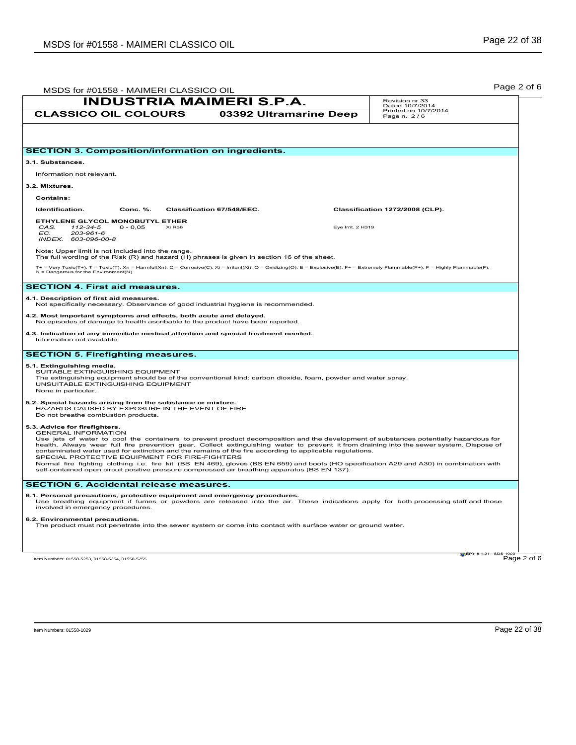**INDUSTRIA MAIMERI S.P.A.**

**CLASSICO OIL COLOURS** **03392 Ultramarine Deep**

Revision nr.33
Dated 10/7/2014
Printed on 10/7/2014
Page n. 2 / 6

## SECTION 3. Composition/information on ingredients.

**3.1. Substances.**

Information not relevant.

**3.2. Mixtures.**

**Contains:**

| Identification. | Conc. %. | Classification 67/548/EEC. | Classification 1272/2008 (CLP). |
|---|---|---|---|
| **ETHYLENE GLYCOL MONOBUTYL ETHER** | | | |
| *CAS.* *112-34-5* | 0 - 0,05 | Xi R36 | Eye Irrit. 2 H319 |
| *EC.* *203-961-6* | | | |
| *INDEX.* *603-096-00-8* | | | |

Note: Upper limit is not included into the range.
The full wording of the Risk (R) and hazard (H) phrases is given in section 16 of the sheet.

T+ = Very Toxic(T+), T = Toxic(T), Xn = Harmful(Xn), C = Corrosive(C), Xi = Irritant(Xi), O = Oxidizing(O), E = Explosive(E), F+ = Extremely Flammable(F+), F = Highly Flammable(F), N = Dangerous for the Environment(N)

## SECTION 4. First aid measures.

**4.1. Description of first aid measures.**
Not specifically necessary. Observance of good industrial hygiene is recommended.

**4.2. Most important symptoms and effects, both acute and delayed.**
No episodes of damage to health ascribable to the product have been reported.

**4.3. Indication of any immediate medical attention and special treatment needed.**
Information not available.

## SECTION 5. Firefighting measures.

**5.1. Extinguishing media.**
SUITABLE EXTINGUISHING EQUIPMENT
The extinguishing equipment should be of the conventional kind: carbon dioxide, foam, powder and water spray.
UNSUITABLE EXTINGUISHING EQUIPMENT
None in particular.

**5.2. Special hazards arising from the substance or mixture.**
HAZARDS CAUSED BY EXPOSURE IN THE EVENT OF FIRE
Do not breathe combustion products.

**5.3. Advice for firefighters.**
GENERAL INFORMATION
Use jets of water to cool the containers to prevent product decomposition and the development of substances potentially hazardous for health. Always wear full fire prevention gear. Collect extinguishing water to prevent it from draining into the sewer system. Dispose of contaminated water used for extinction and the remains of the fire according to applicable regulations.
SPECIAL PROTECTIVE EQUIPMENT FOR FIRE-FIGHTERS
Normal fire fighting clothing i.e. fire kit (BS EN 469), gloves (BS EN 659) and boots (HO specification A29 and A30) in combination with self-contained open circuit positive pressure compressed air breathing apparatus (BS EN 137).

## SECTION 6. Accidental release measures.

**6.1. Personal precautions, protective equipment and emergency procedures.**
Use breathing equipment if fumes or powders are released into the air. These indications apply for both processing staff and those involved in emergency procedures.

**6.2. Environmental precautions.**
The product must not penetrate into the sewer system or come into contact with surface water or ground water.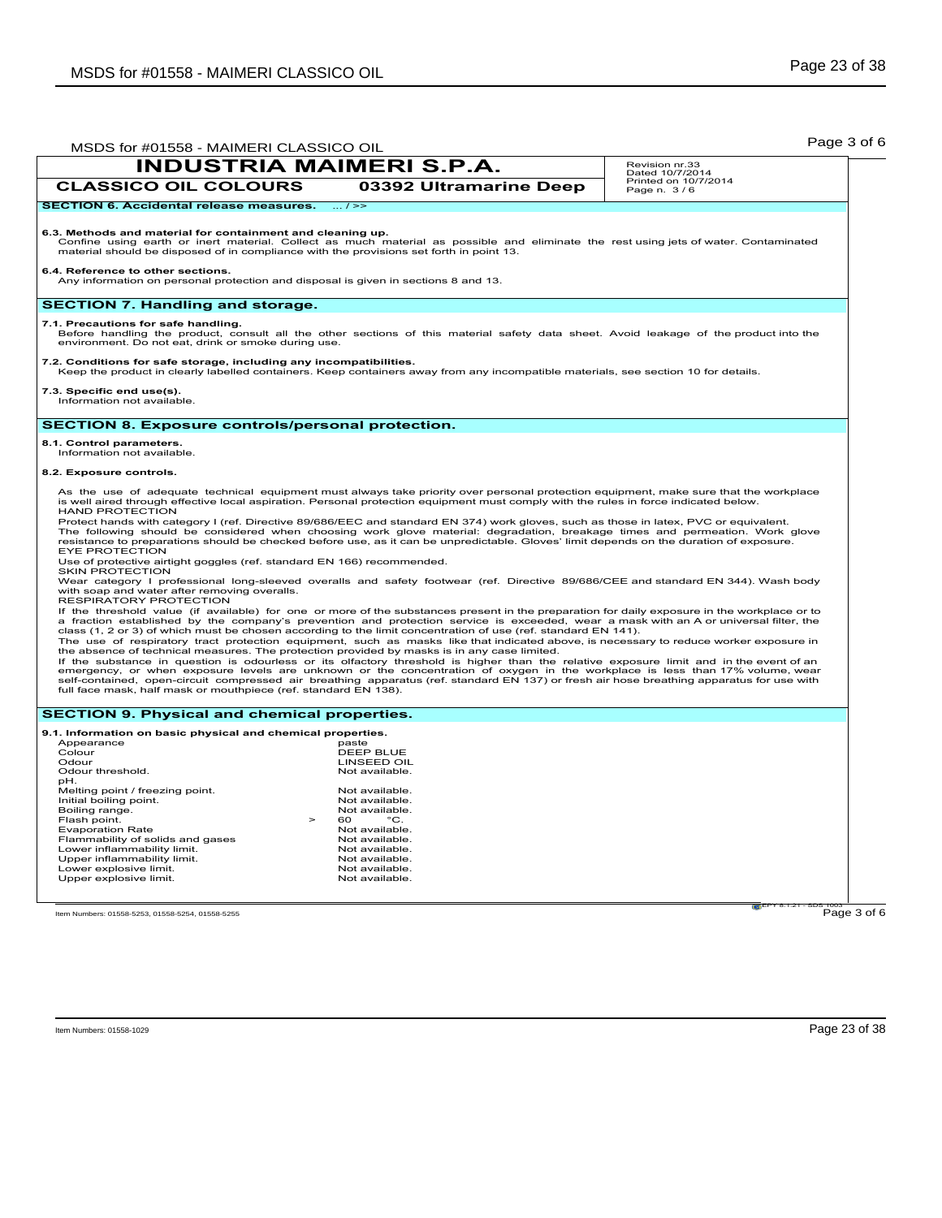| INDUSTRIA MAIMERI S.P.A. | | Revision nr.33<br>Dated 10/7/2014<br>Printed on 10/7/2014<br>Page n. 3 / 6 |
|---|---|---|
| CLASSICO OIL COLOURS | 03392 Ultramarine Deep | |

**SECTION 6. Accidental release measures.** ... / >>

**6.3. Methods and material for containment and cleaning up.**
Confine using earth or inert material. Collect as much material as possible and eliminate the rest using jets of water. Contaminated material should be disposed of in compliance with the provisions set forth in point 13.

**6.4. Reference to other sections.**
Any information on personal protection and disposal is given in sections 8 and 13.

## SECTION 7. Handling and storage.

**7.1. Precautions for safe handling.**
Before handling the product, consult all the other sections of this material safety data sheet. Avoid leakage of the product into the environment. Do not eat, drink or smoke during use.

**7.2. Conditions for safe storage, including any incompatibilities.**
Keep the product in clearly labelled containers. Keep containers away from any incompatible materials, see section 10 for details.

**7.3. Specific end use(s).**
Information not available.

## SECTION 8. Exposure controls/personal protection.

**8.1. Control parameters.**
Information not available.

**8.2. Exposure controls.**

As the use of adequate technical equipment must always take priority over personal protection equipment, make sure that the workplace is well aired through effective local aspiration. Personal protection equipment must comply with the rules in force indicated below.
HAND PROTECTION
Protect hands with category I (ref. Directive 89/686/EEC and standard EN 374) work gloves, such as those in latex, PVC or equivalent.
The following should be considered when choosing work glove material: degradation, breakage times and permeation. Work glove resistance to preparations should be checked before use, as it can be unpredictable. Gloves' limit depends on the duration of exposure.
EYE PROTECTION
Use of protective airtight goggles (ref. standard EN 166) recommended.
SKIN PROTECTION
Wear category I professional long-sleeved overalls and safety footwear (ref. Directive 89/686/CEE and standard EN 344). Wash body with soap and water after removing overalls.
RESPIRATORY PROTECTION
If the threshold value (if available) for one or more of the substances present in the preparation for daily exposure in the workplace or to a fraction established by the company's prevention and protection service is exceeded, wear a mask with an A or universal filter, the class (1, 2 or 3) of which must be chosen according to the limit concentration of use (ref. standard EN 141).
The use of respiratory tract protection equipment, such as masks like that indicated above, is necessary to reduce worker exposure in the absence of technical measures. The protection provided by masks is in any case limited.
If the substance in question is odourless or its olfactory threshold is higher than the relative exposure limit and in the event of an emergency, or when exposure levels are unknown or the concentration of oxygen in the workplace is less than 17% volume, wear self-contained, open-circuit compressed air breathing apparatus (ref. standard EN 137) or fresh air hose breathing apparatus for use with full face mask, half mask or mouthpiece (ref. standard EN 138).

## SECTION 9. Physical and chemical properties.

**9.1. Information on basic physical and chemical properties.**

| Property | | Value |
|---|---|---|
| Appearance | | paste |
| Colour | | DEEP BLUE |
| Odour | | LINSEED OIL |
| Odour threshold. | | Not available. |
| pH. | | |
| Melting point / freezing point. | | Not available. |
| Initial boiling point. | | Not available. |
| Boiling range. | | Not available. |
| Flash point. | > | 60 °C. |
| Evaporation Rate | | Not available. |
| Flammability of solids and gases | | Not available. |
| Lower inflammability limit. | | Not available. |
| Upper inflammability limit. | | Not available. |
| Lower explosive limit. | | Not available. |
| Upper explosive limit. | | Not available. |

Item Numbers: 01558-5253, 01558-5254, 01558-5255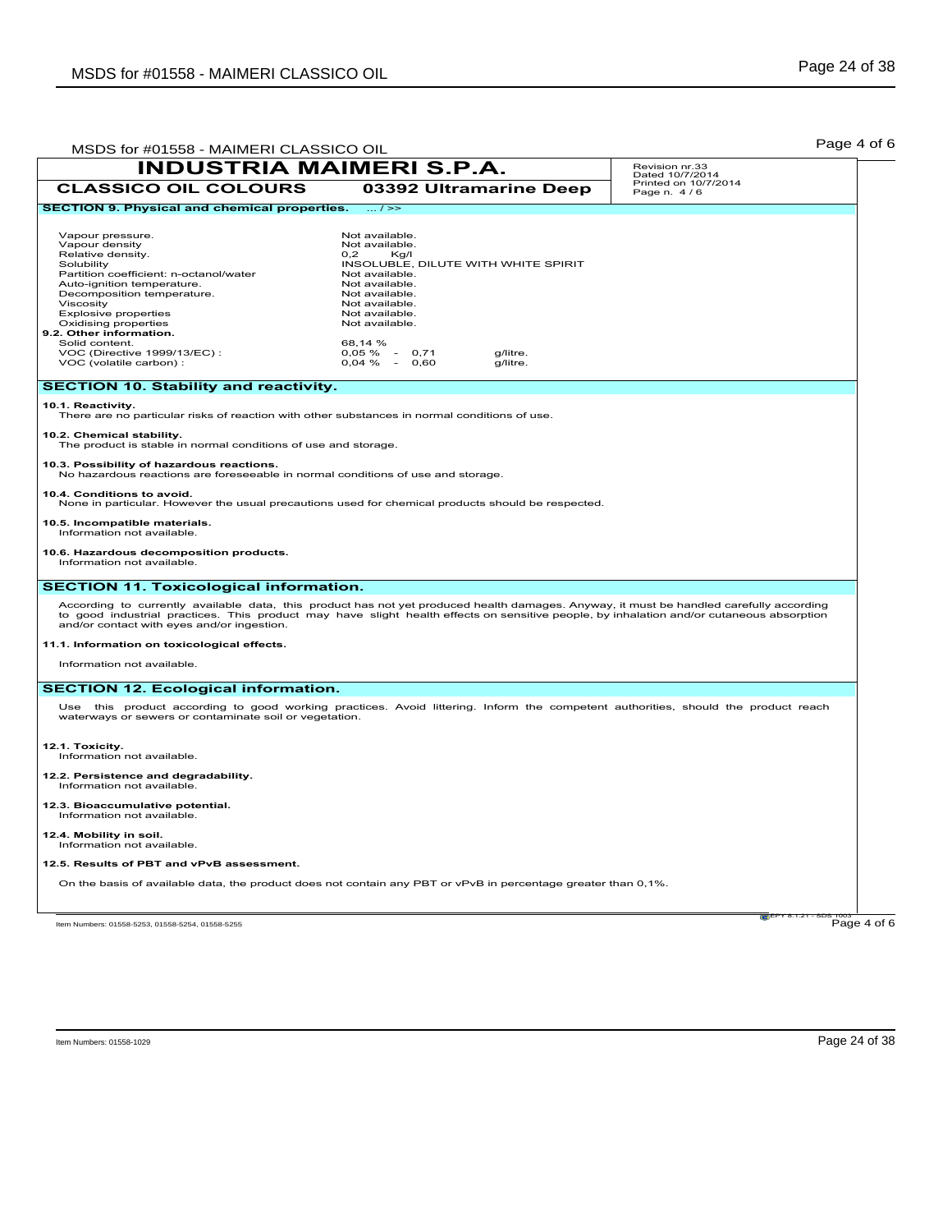| INDUSTRIA MAIMERI S.P.A. | | Revision nr.33 Dated 10/7/2014 Printed on 10/7/2014 Page n. 4 / 6 |
|---|---|---|
| CLASSICO OIL COLOURS | 03392 Ultramarine Deep | |

## SECTION 9. Physical and chemical properties. ... / >>

| | |
|---|---|
| Vapour pressure. | Not available. |
| Vapour density | Not available. |
| Relative density. | 0,2 Kg/l |
| Solubility | INSOLUBLE, DILUTE WITH WHITE SPIRIT |
| Partition coefficient: n-octanol/water | Not available. |
| Auto-ignition temperature. | Not available. |
| Decomposition temperature. | Not available. |
| Viscosity | Not available. |
| Explosive properties | Not available. |
| Oxidising properties | Not available. |

**9.2. Other information.**

| | | |
|---|---|---|
| Solid content. | 68,14 % | |
| VOC (Directive 1999/13/EC) : | 0,05 % - 0,71 | g/litre. |
| VOC (volatile carbon) : | 0,04 % - 0,60 | g/litre. |

## SECTION 10. Stability and reactivity.

**10.1. Reactivity.**
There are no particular risks of reaction with other substances in normal conditions of use.

**10.2. Chemical stability.**
The product is stable in normal conditions of use and storage.

**10.3. Possibility of hazardous reactions.**
No hazardous reactions are foreseeable in normal conditions of use and storage.

**10.4. Conditions to avoid.**
None in particular. However the usual precautions used for chemical products should be respected.

**10.5. Incompatible materials.**
Information not available.

**10.6. Hazardous decomposition products.**
Information not available.

## SECTION 11. Toxicological information.

According to currently available data, this product has not yet produced health damages. Anyway, it must be handled carefully according to good industrial practices. This product may have slight health effects on sensitive people, by inhalation and/or cutaneous absorption and/or contact with eyes and/or ingestion.

**11.1. Information on toxicological effects.**

Information not available.

## SECTION 12. Ecological information.

Use this product according to good working practices. Avoid littering. Inform the competent authorities, should the product reach waterways or sewers or contaminate soil or vegetation.

**12.1. Toxicity.**
Information not available.

**12.2. Persistence and degradability.**
Information not available.

**12.3. Bioaccumulative potential.**
Information not available.

**12.4. Mobility in soil.**
Information not available.

**12.5. Results of PBT and vPvB assessment.**

On the basis of available data, the product does not contain any PBT or vPvB in percentage greater than 0,1%.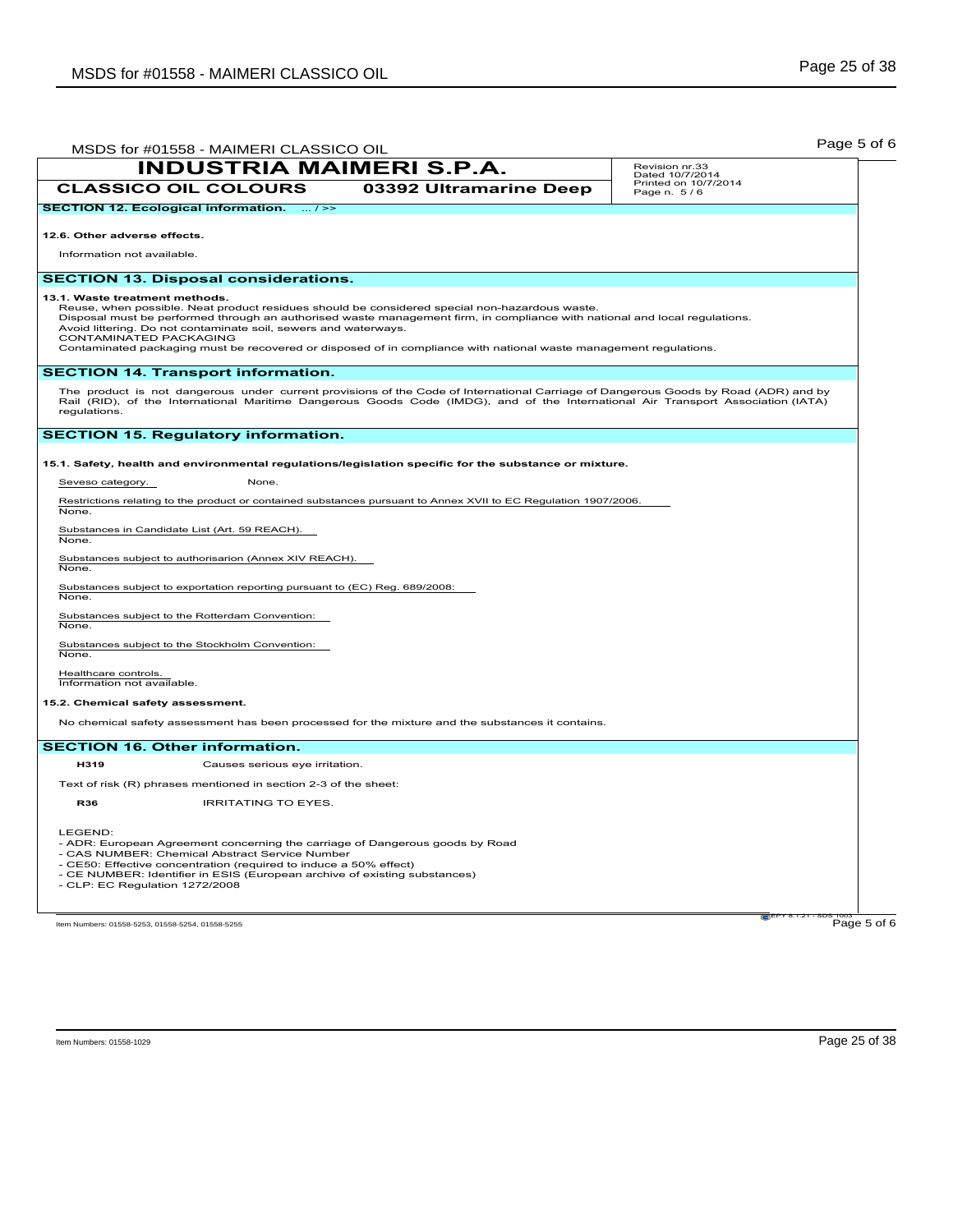**INDUSTRIA MAIMERI S.P.A.**

**CLASSICO OIL COLOURS** — **03392 Ultramarine Deep**

Revision nr.33
Dated 10/7/2014
Printed on 10/7/2014
Page n. 5 / 6

**SECTION 12. Ecological information.** ... / >>

**12.6. Other adverse effects.**

Information not available.

## SECTION 13. Disposal considerations.

**13.1. Waste treatment methods.**

Reuse, when possible. Neat product residues should be considered special non-hazardous waste.
Disposal must be performed through an authorised waste management firm, in compliance with national and local regulations.
Avoid littering. Do not contaminate soil, sewers and waterways.
CONTAMINATED PACKAGING
Contaminated packaging must be recovered or disposed of in compliance with national waste management regulations.

## SECTION 14. Transport information.

The product is not dangerous under current provisions of the Code of International Carriage of Dangerous Goods by Road (ADR) and by Rail (RID), of the International Maritime Dangerous Goods Code (IMDG), and of the International Air Transport Association (IATA) regulations.

## SECTION 15. Regulatory information.

**15.1. Safety, health and environmental regulations/legislation specific for the substance or mixture.**

Seveso category. None.

Restrictions relating to the product or contained substances pursuant to Annex XVII to EC Regulation 1907/2006.
None.

Substances in Candidate List (Art. 59 REACH).
None.

Substances subject to authorisarion (Annex XIV REACH).
None.

Substances subject to exportation reporting pursuant to (EC) Reg. 689/2008:
None.

Substances subject to the Rotterdam Convention:
None.

Substances subject to the Stockholm Convention:
None.

Healthcare controls.
Information not available.

**15.2. Chemical safety assessment.**

No chemical safety assessment has been processed for the mixture and the substances it contains.

## SECTION 16. Other information.

**H319** Causes serious eye irritation.

Text of risk (R) phrases mentioned in section 2-3 of the sheet:

**R36** IRRITATING TO EYES.

LEGEND:
- ADR: European Agreement concerning the carriage of Dangerous goods by Road
- CAS NUMBER: Chemical Abstract Service Number
- CE50: Effective concentration (required to induce a 50% effect)
- CE NUMBER: Identifier in ESIS (European archive of existing substances)
- CLP: EC Regulation 1272/2008

Item Numbers: 01558-5253, 01558-5254, 01558-5255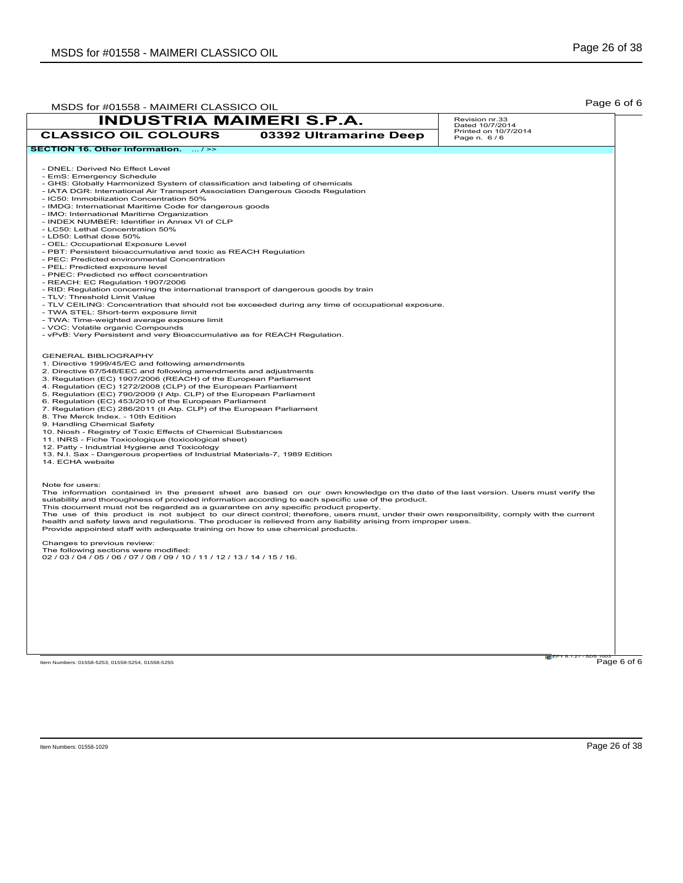## INDUSTRIA MAIMERI S.P.A.

**CLASSICO OIL COLOURS** **03392 Ultramarine Deep**

Revision nr.33
Dated 10/7/2014
Printed on 10/7/2014
Page n. 6 / 6

**SECTION 16. Other information.** ... / >>

- DNEL: Derived No Effect Level
- EmS: Emergency Schedule
- GHS: Globally Harmonized System of classification and labeling of chemicals
- IATA DGR: International Air Transport Association Dangerous Goods Regulation
- IC50: Immobilization Concentration 50%
- IMDG: International Maritime Code for dangerous goods
- IMO: International Maritime Organization
- INDEX NUMBER: Identifier in Annex VI of CLP
- LC50: Lethal Concentration 50%
- LD50: Lethal dose 50%
- OEL: Occupational Exposure Level
- PBT: Persistent bioaccumulative and toxic as REACH Regulation
- PEC: Predicted environmental Concentration
- PEL: Predicted exposure level
- PNEC: Predicted no effect concentration
- REACH: EC Regulation 1907/2006
- RID: Regulation concerning the international transport of dangerous goods by train
- TLV: Threshold Limit Value
- TLV CEILING: Concentration that should not be exceeded during any time of occupational exposure.
- TWA STEL: Short-term exposure limit
- TWA: Time-weighted average exposure limit
- VOC: Volatile organic Compounds
- vPvB: Very Persistent and very Bioaccumulative as for REACH Regulation.

GENERAL BIBLIOGRAPHY

1. Directive 1999/45/EC and following amendments
2. Directive 67/548/EEC and following amendments and adjustments
3. Regulation (EC) 1907/2006 (REACH) of the European Parliament
4. Regulation (EC) 1272/2008 (CLP) of the European Parliament
5. Regulation (EC) 790/2009 (I Atp. CLP) of the European Parliament
6. Regulation (EC) 453/2010 of the European Parliament
7. Regulation (EC) 286/2011 (II Atp. CLP) of the European Parliament
8. The Merck Index. - 10th Edition
9. Handling Chemical Safety
10. Niosh - Registry of Toxic Effects of Chemical Substances
11. INRS - Fiche Toxicologique (toxicological sheet)
12. Patty - Industrial Hygiene and Toxicology
13. N.I. Sax - Dangerous properties of Industrial Materials-7, 1989 Edition
14. ECHA website

Note for users:
The information contained in the present sheet are based on our own knowledge on the date of the last version. Users must verify the suitability and thoroughness of provided information according to each specific use of the product.
This document must not be regarded as a guarantee on any specific product property.
The use of this product is not subject to our direct control; therefore, users must, under their own responsibility, comply with the current health and safety laws and regulations. The producer is relieved from any liability arising from improper uses.
Provide appointed staff with adequate training on how to use chemical products.

Changes to previous review:
The following sections were modified:
02 / 03 / 04 / 05 / 06 / 07 / 08 / 09 / 10 / 11 / 12 / 13 / 14 / 15 / 16.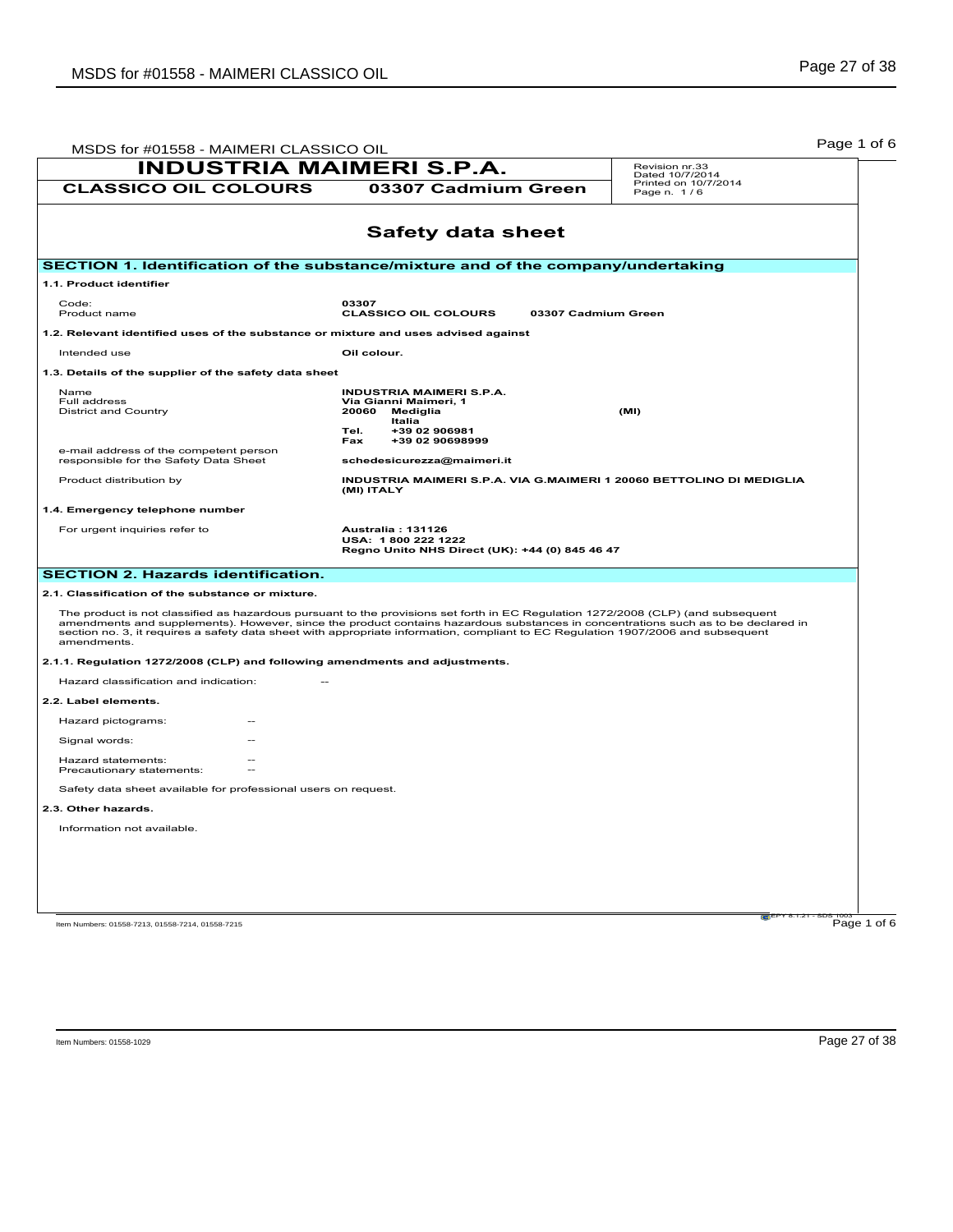# INDUSTRIA MAIMERI S.P.A.

**CLASSICO OIL COLOURS** **03307 Cadmium Green**

Revision nr.33
Dated 10/7/2014
Printed on 10/7/2014
Page n. 1 / 6

## Safety data sheet

### SECTION 1. Identification of the substance/mixture and of the company/undertaking

**1.1. Product identifier**

| | |
|---|---|
| Code: | **03307** |
| Product name | **CLASSICO OIL COLOURS 03307 Cadmium Green** |

**1.2. Relevant identified uses of the substance or mixture and uses advised against**

| | |
|---|---|
| Intended use | **Oil colour.** |

**1.3. Details of the supplier of the safety data sheet**

| | |
|---|---|
| Name | **INDUSTRIA MAIMERI S.P.A.** |
| Full address | **Via Gianni Maimeri, 1** |
| District and Country | **20060 Mediglia (MI)** **Italia** |
| | **Tel. +39 02 906981** |
| | **Fax +39 02 90698999** |
| e-mail address of the competent person responsible for the Safety Data Sheet | **schedesicurezza@maimeri.it** |
| Product distribution by | **INDUSTRIA MAIMERI S.P.A. VIA G.MAIMERI 1 20060 BETTOLINO DI MEDIGLIA (MI) ITALY** |

**1.4. Emergency telephone number**

| | |
|---|---|
| For urgent inquiries refer to | **Australia : 131126** **USA: 1 800 222 1222** **Regno Unito NHS Direct (UK): +44 (0) 845 46 47** |

### SECTION 2. Hazards identification.

**2.1. Classification of the substance or mixture.**

The product is not classified as hazardous pursuant to the provisions set forth in EC Regulation 1272/2008 (CLP) (and subsequent amendments and supplements). However, since the product contains hazardous substances in concentrations such as to be declared in section no. 3, it requires a safety data sheet with appropriate information, compliant to EC Regulation 1907/2006 and subsequent amendments.

**2.1.1. Regulation 1272/2008 (CLP) and following amendments and adjustments.**

Hazard classification and indication: --

**2.2. Label elements.**

Hazard pictograms: --

Signal words: --

Hazard statements: --
Precautionary statements: --

Safety data sheet available for professional users on request.

**2.3. Other hazards.**

Information not available.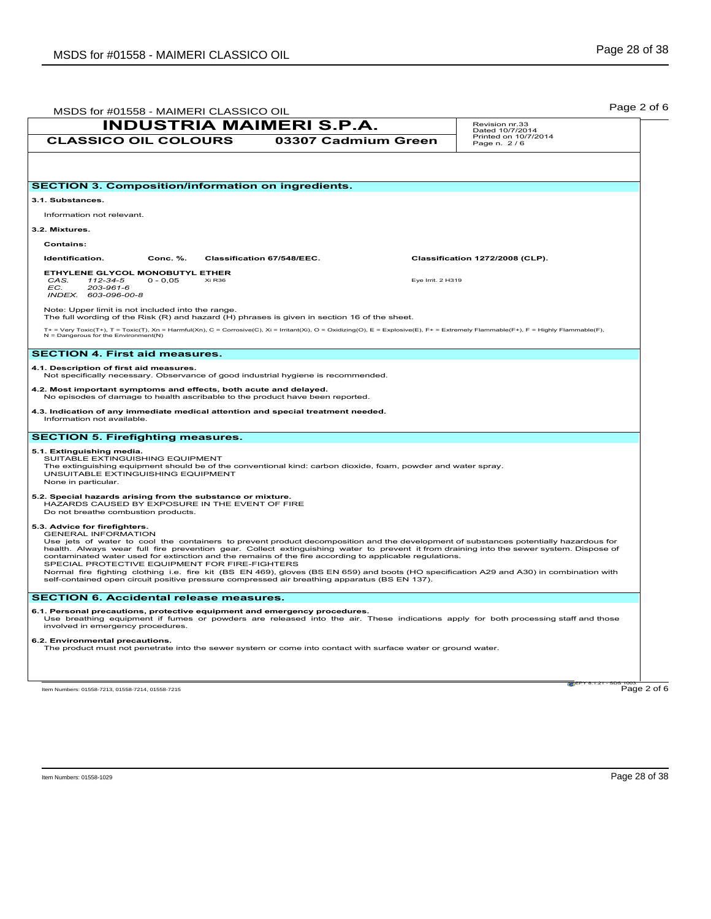**INDUSTRIA MAIMERI S.P.A.**

**CLASSICO OIL COLOURS** **03307 Cadmium Green**

Revision nr.33
Dated 10/7/2014
Printed on 10/7/2014
Page n. 2 / 6

## SECTION 3. Composition/information on ingredients.

**3.1. Substances.**

Information not relevant.

**3.2. Mixtures.**

**Contains:**

| Identification. | Conc. %. | Classification 67/548/EEC. | Classification 1272/2008 (CLP). |
|---|---|---|---|
| **ETHYLENE GLYCOL MONOBUTYL ETHER** | | | |
| *CAS.* *112-34-5* | 0 - 0,05 | Xi R36 | Eye Irrit. 2 H319 |
| *EC.* *203-961-6* | | | |
| *INDEX.* *603-096-00-8* | | | |

Note: Upper limit is not included into the range.
The full wording of the Risk (R) and hazard (H) phrases is given in section 16 of the sheet.

T+ = Very Toxic(T+), T = Toxic(T), Xn = Harmful(Xn), C = Corrosive(C), Xi = Irritant(Xi), O = Oxidizing(O), E = Explosive(E), F+ = Extremely Flammable(F+), F = Highly Flammable(F), N = Dangerous for the Environment(N)

## SECTION 4. First aid measures.

**4.1. Description of first aid measures.**
Not specifically necessary. Observance of good industrial hygiene is recommended.

**4.2. Most important symptoms and effects, both acute and delayed.**
No episodes of damage to health ascribable to the product have been reported.

**4.3. Indication of any immediate medical attention and special treatment needed.**
Information not available.

## SECTION 5. Firefighting measures.

**5.1. Extinguishing media.**
SUITABLE EXTINGUISHING EQUIPMENT
The extinguishing equipment should be of the conventional kind: carbon dioxide, foam, powder and water spray.
UNSUITABLE EXTINGUISHING EQUIPMENT
None in particular.

**5.2. Special hazards arising from the substance or mixture.**
HAZARDS CAUSED BY EXPOSURE IN THE EVENT OF FIRE
Do not breathe combustion products.

**5.3. Advice for firefighters.**
GENERAL INFORMATION
Use jets of water to cool the containers to prevent product decomposition and the development of substances potentially hazardous for health. Always wear full fire prevention gear. Collect extinguishing water to prevent it from draining into the sewer system. Dispose of contaminated water used for extinction and the remains of the fire according to applicable regulations.
SPECIAL PROTECTIVE EQUIPMENT FOR FIRE-FIGHTERS
Normal fire fighting clothing i.e. fire kit (BS EN 469), gloves (BS EN 659) and boots (HO specification A29 and A30) in combination with self-contained open circuit positive pressure compressed air breathing apparatus (BS EN 137).

## SECTION 6. Accidental release measures.

**6.1. Personal precautions, protective equipment and emergency procedures.**
Use breathing equipment if fumes or powders are released into the air. These indications apply for both processing staff and those involved in emergency procedures.

**6.2. Environmental precautions.**
The product must not penetrate into the sewer system or come into contact with surface water or ground water.

Item Numbers: 01558-7213, 01558-7214, 01558-7215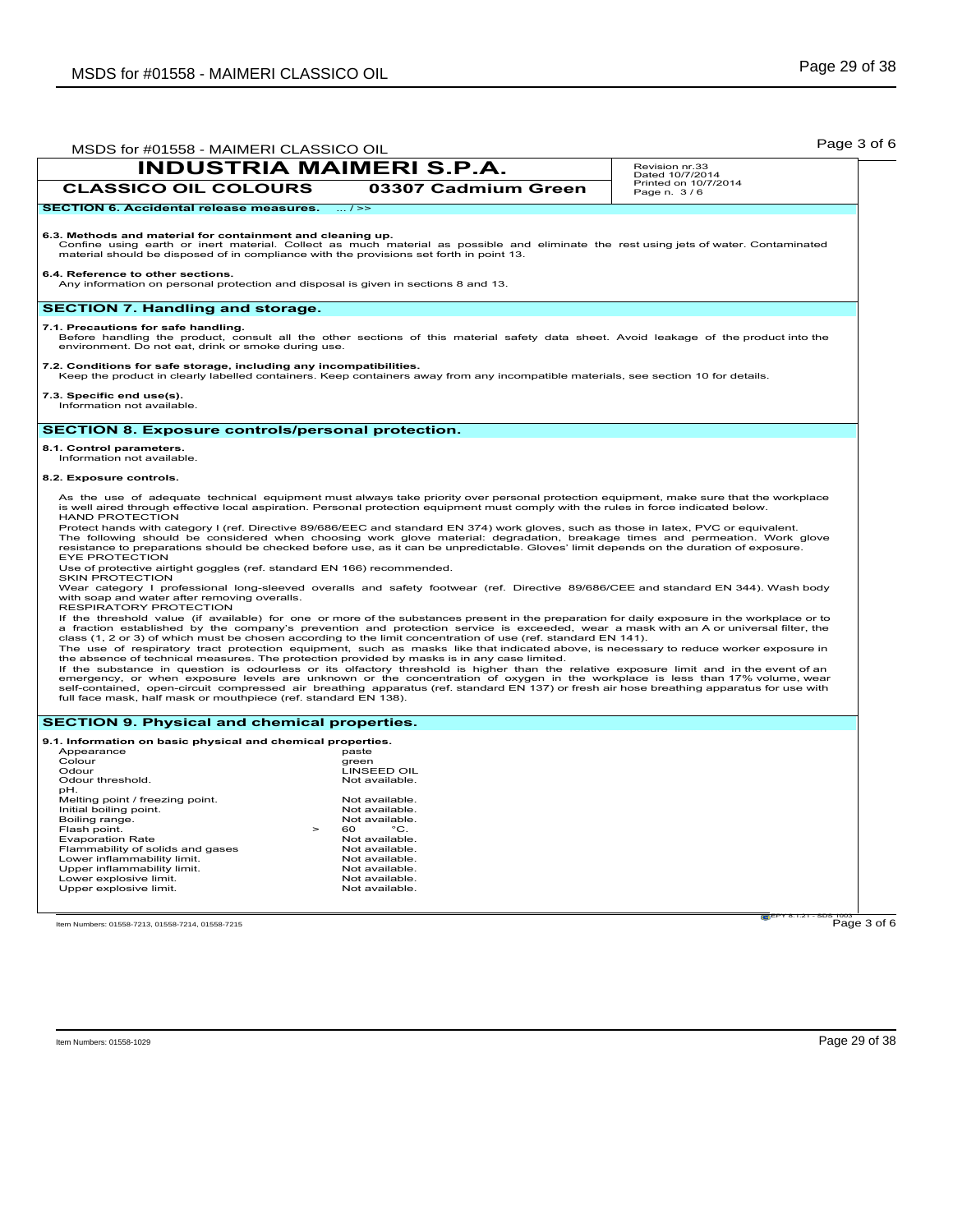**INDUSTRIA MAIMERI S.P.A.**

**CLASSICO OIL COLOURS** — **03307 Cadmium Green**

Revision nr.33
Dated 10/7/2014
Printed on 10/7/2014
Page n. 3 / 6

## SECTION 6. Accidental release measures. ... / >>

**6.3. Methods and material for containment and cleaning up.**
Confine using earth or inert material. Collect as much material as possible and eliminate the rest using jets of water. Contaminated material should be disposed of in compliance with the provisions set forth in point 13.

**6.4. Reference to other sections.**
Any information on personal protection and disposal is given in sections 8 and 13.

## SECTION 7. Handling and storage.

**7.1. Precautions for safe handling.**
Before handling the product, consult all the other sections of this material safety data sheet. Avoid leakage of the product into the environment. Do not eat, drink or smoke during use.

**7.2. Conditions for safe storage, including any incompatibilities.**
Keep the product in clearly labelled containers. Keep containers away from any incompatible materials, see section 10 for details.

**7.3. Specific end use(s).**
Information not available.

## SECTION 8. Exposure controls/personal protection.

**8.1. Control parameters.**
Information not available.

**8.2. Exposure controls.**

As the use of adequate technical equipment must always take priority over personal protection equipment, make sure that the workplace is well aired through effective local aspiration. Personal protection equipment must comply with the rules in force indicated below.
HAND PROTECTION
Protect hands with category I (ref. Directive 89/686/EEC and standard EN 374) work gloves, such as those in latex, PVC or equivalent.
The following should be considered when choosing work glove material: degradation, breakage times and permeation. Work glove resistance to preparations should be checked before use, as it can be unpredictable. Gloves' limit depends on the duration of exposure.
EYE PROTECTION
Use of protective airtight goggles (ref. standard EN 166) recommended.
SKIN PROTECTION
Wear category I professional long-sleeved overalls and safety footwear (ref. Directive 89/686/CEE and standard EN 344). Wash body with soap and water after removing overalls.
RESPIRATORY PROTECTION
If the threshold value (if available) for one or more of the substances present in the preparation for daily exposure in the workplace or to a fraction established by the company's prevention and protection service is exceeded, wear a mask with an A or universal filter, the class (1, 2 or 3) of which must be chosen according to the limit concentration of use (ref. standard EN 141).
The use of respiratory tract protection equipment, such as masks like that indicated above, is necessary to reduce worker exposure in the absence of technical measures. The protection provided by masks is in any case limited.
If the substance in question is odourless or its olfactory threshold is higher than the relative exposure limit and in the event of an emergency, or when exposure levels are unknown or the concentration of oxygen in the workplace is less than 17% volume, wear self-contained, open-circuit compressed air breathing apparatus (ref. standard EN 137) or fresh air hose breathing apparatus for use with full face mask, half mask or mouthpiece (ref. standard EN 138).

## SECTION 9. Physical and chemical properties.

**9.1. Information on basic physical and chemical properties.**

| Property | Value |
| --- | --- |
| Appearance | paste |
| Colour | green |
| Odour | LINSEED OIL |
| Odour threshold. | Not available. |
| pH. | |
| Melting point / freezing point. | Not available. |
| Initial boiling point. | Not available. |
| Boiling range. | Not available. |
| Flash point. | > 60 °C. |
| Evaporation Rate | Not available. |
| Flammability of solids and gases | Not available. |
| Lower inflammability limit. | Not available. |
| Upper inflammability limit. | Not available. |
| Lower explosive limit. | Not available. |
| Upper explosive limit. | Not available. |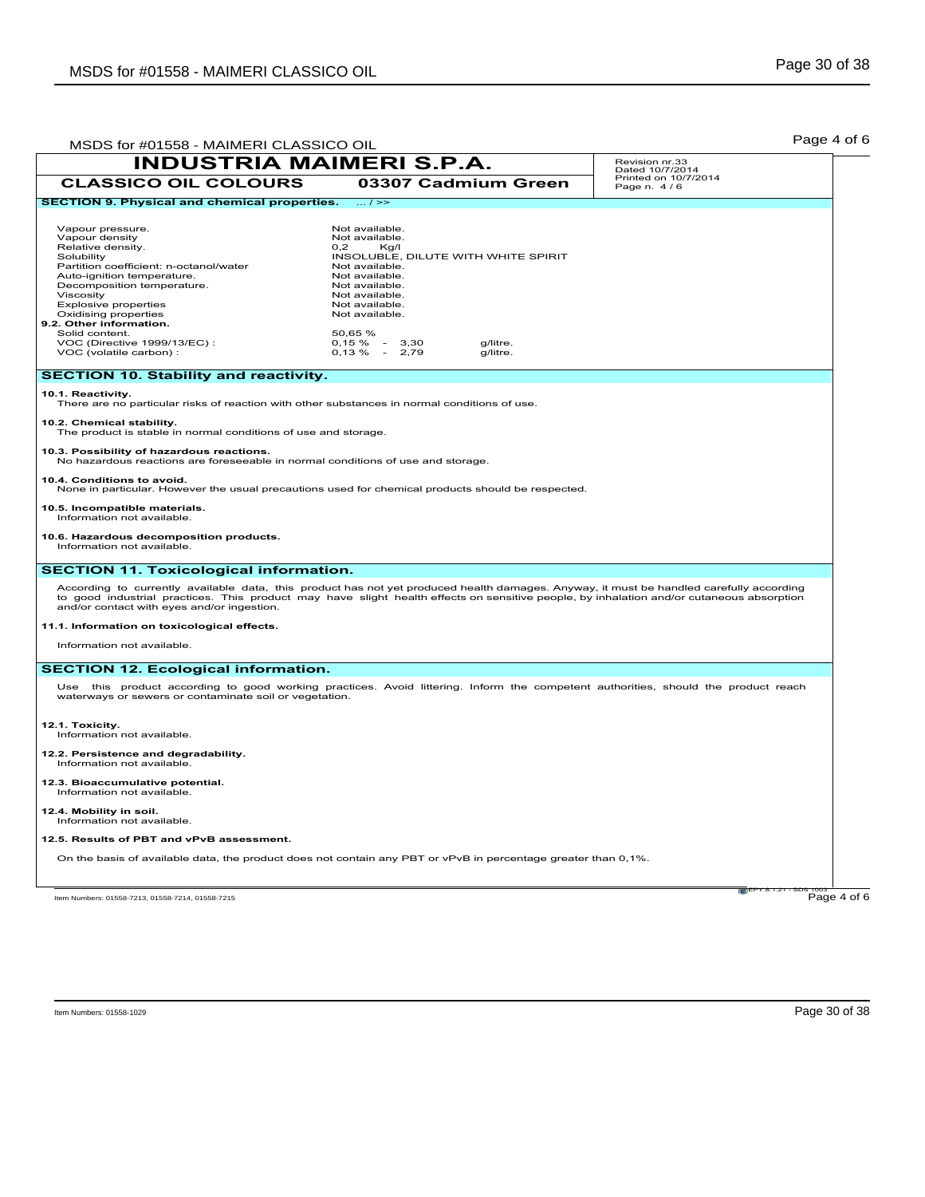**INDUSTRIA MAIMERI S.P.A.**

**CLASSICO OIL COLOURS** **03307 Cadmium Green**

Revision nr.33
Dated 10/7/2014
Printed on 10/7/2014
Page n. 4 / 6

## SECTION 9. Physical and chemical properties. ... / >>

| | |
|---|---|
| Vapour pressure. | Not available. |
| Vapour density | Not available. |
| Relative density. | 0,2 Kg/l |
| Solubility | INSOLUBLE, DILUTE WITH WHITE SPIRIT |
| Partition coefficient: n-octanol/water | Not available. |
| Auto-ignition temperature. | Not available. |
| Decomposition temperature. | Not available. |
| Viscosity | Not available. |
| Explosive properties | Not available. |
| Oxidising properties | Not available. |

**9.2. Other information.**

| | |
|---|---|
| Solid content. | 50,65 % |
| VOC (Directive 1999/13/EC) : | 0,15 % - 3,30 g/litre. |
| VOC (volatile carbon) : | 0,13 % - 2,79 g/litre. |

## SECTION 10. Stability and reactivity.

**10.1. Reactivity.**
There are no particular risks of reaction with other substances in normal conditions of use.

**10.2. Chemical stability.**
The product is stable in normal conditions of use and storage.

**10.3. Possibility of hazardous reactions.**
No hazardous reactions are foreseeable in normal conditions of use and storage.

**10.4. Conditions to avoid.**
None in particular. However the usual precautions used for chemical products should be respected.

**10.5. Incompatible materials.**
Information not available.

**10.6. Hazardous decomposition products.**
Information not available.

## SECTION 11. Toxicological information.

According to currently available data, this product has not yet produced health damages. Anyway, it must be handled carefully according to good industrial practices. This product may have slight health effects on sensitive people, by inhalation and/or cutaneous absorption and/or contact with eyes and/or ingestion.

**11.1. Information on toxicological effects.**

Information not available.

## SECTION 12. Ecological information.

Use this product according to good working practices. Avoid littering. Inform the competent authorities, should the product reach waterways or sewers or contaminate soil or vegetation.

**12.1. Toxicity.**
Information not available.

**12.2. Persistence and degradability.**
Information not available.

**12.3. Bioaccumulative potential.**
Information not available.

**12.4. Mobility in soil.**
Information not available.

**12.5. Results of PBT and vPvB assessment.**

On the basis of available data, the product does not contain any PBT or vPvB in percentage greater than 0,1%.

Item Numbers: 01558-7213, 01558-7214, 01558-7215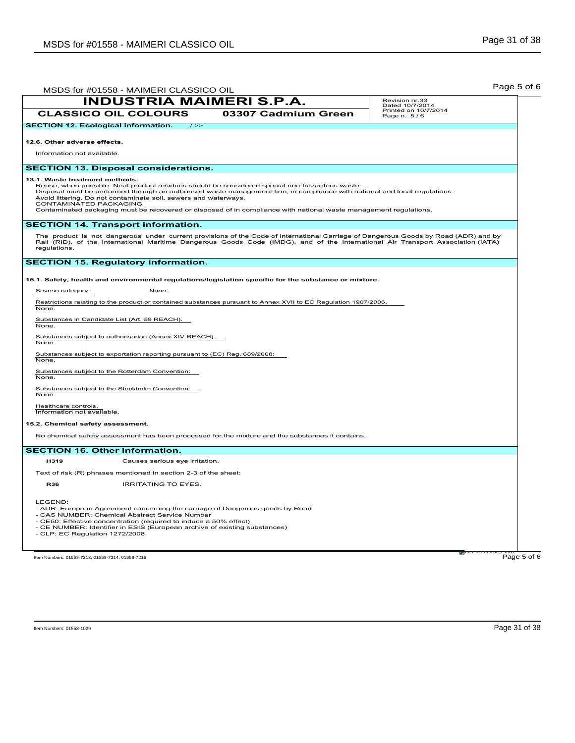**INDUSTRIA MAIMERI S.P.A.**

**CLASSICO OIL COLOURS** **03307 Cadmium Green**

Revision nr.33
Dated 10/7/2014
Printed on 10/7/2014
Page n. 5 / 6

## SECTION 12. Ecological information. ... / >>

**12.6. Other adverse effects.**

Information not available.

## SECTION 13. Disposal considerations.

**13.1. Waste treatment methods.**

Reuse, when possible. Neat product residues should be considered special non-hazardous waste.
Disposal must be performed through an authorised waste management firm, in compliance with national and local regulations.
Avoid littering. Do not contaminate soil, sewers and waterways.
CONTAMINATED PACKAGING
Contaminated packaging must be recovered or disposed of in compliance with national waste management regulations.

## SECTION 14. Transport information.

The product is not dangerous under current provisions of the Code of International Carriage of Dangerous Goods by Road (ADR) and by Rail (RID), of the International Maritime Dangerous Goods Code (IMDG), and of the International Air Transport Association (IATA) regulations.

## SECTION 15. Regulatory information.

**15.1. Safety, health and environmental regulations/legislation specific for the substance or mixture.**

Seveso category. None.

Restrictions relating to the product or contained substances pursuant to Annex XVII to EC Regulation 1907/2006.
None.

Substances in Candidate List (Art. 59 REACH).
None.

Substances subject to authorisarion (Annex XIV REACH).
None.

Substances subject to exportation reporting pursuant to (EC) Reg. 689/2008:
None.

Substances subject to the Rotterdam Convention:
None.

Substances subject to the Stockholm Convention:
None.

Healthcare controls.
Information not available.

**15.2. Chemical safety assessment.**

No chemical safety assessment has been processed for the mixture and the substances it contains.

## SECTION 16. Other information.

**H319** Causes serious eye irritation.

Text of risk (R) phrases mentioned in section 2-3 of the sheet:

**R36** IRRITATING TO EYES.

LEGEND:
- ADR: European Agreement concerning the carriage of Dangerous goods by Road
- CAS NUMBER: Chemical Abstract Service Number
- CE50: Effective concentration (required to induce a 50% effect)
- CE NUMBER: Identifier in ESIS (European archive of existing substances)
- CLP: EC Regulation 1272/2008

Item Numbers: 01558-7213, 01558-7214, 01558-7215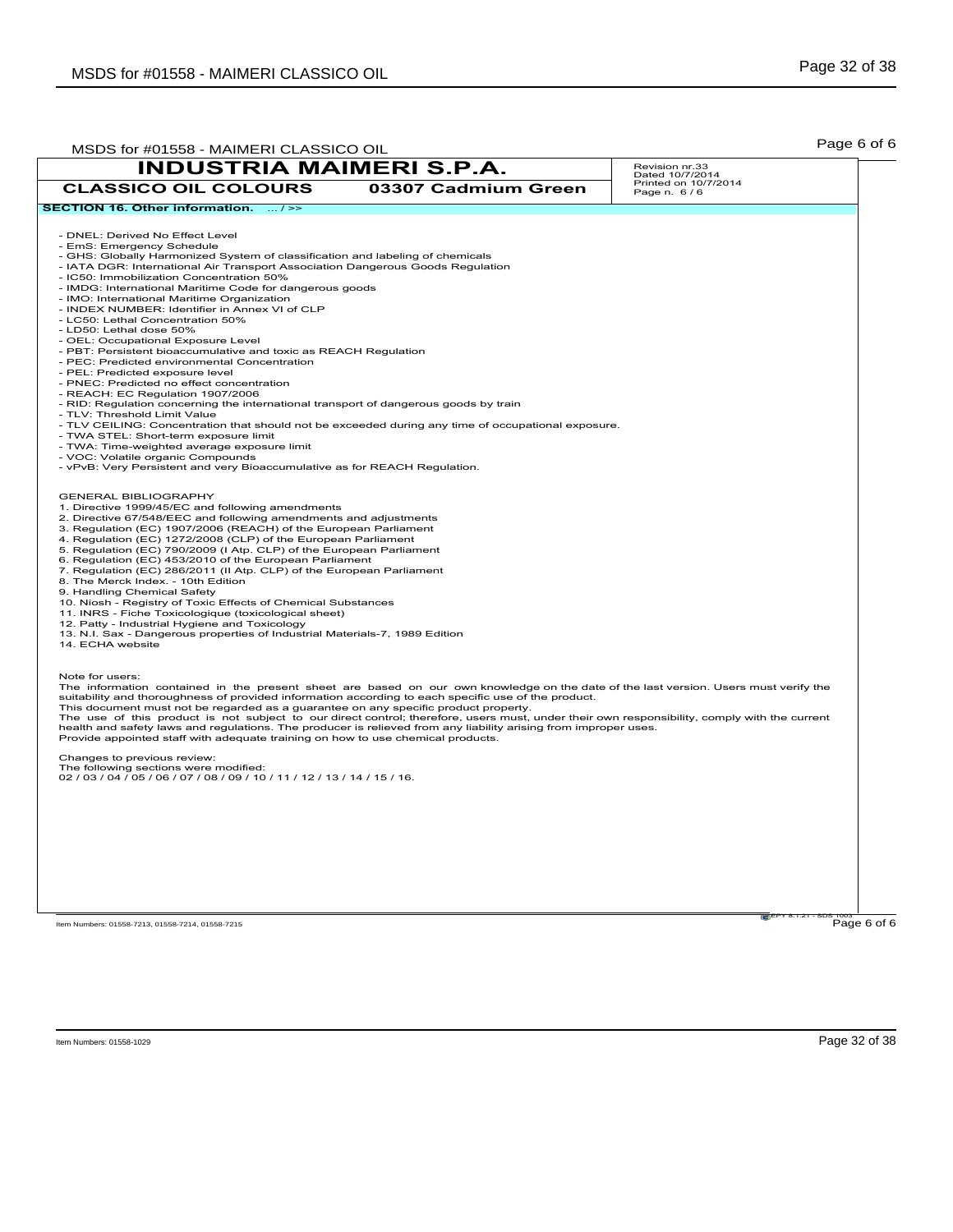| INDUSTRIA MAIMERI S.P.A. | | Revision nr.33<br>Dated 10/7/2014<br>Printed on 10/7/2014<br>Page n. 6 / 6 |
|---|---|---|
| CLASSICO OIL COLOURS | 03307 Cadmium Green | |

**SECTION 16. Other information.** ... / >>

- DNEL: Derived No Effect Level
- EmS: Emergency Schedule
- GHS: Globally Harmonized System of classification and labeling of chemicals
- IATA DGR: International Air Transport Association Dangerous Goods Regulation
- IC50: Immobilization Concentration 50%
- IMDG: International Maritime Code for dangerous goods
- IMO: International Maritime Organization
- INDEX NUMBER: Identifier in Annex VI of CLP
- LC50: Lethal Concentration 50%
- LD50: Lethal dose 50%
- OEL: Occupational Exposure Level
- PBT: Persistent bioaccumulative and toxic as REACH Regulation
- PEC: Predicted environmental Concentration
- PEL: Predicted exposure level
- PNEC: Predicted no effect concentration
- REACH: EC Regulation 1907/2006
- RID: Regulation concerning the international transport of dangerous goods by train
- TLV: Threshold Limit Value
- TLV CEILING: Concentration that should not be exceeded during any time of occupational exposure.
- TWA STEL: Short-term exposure limit
- TWA: Time-weighted average exposure limit
- VOC: Volatile organic Compounds
- vPvB: Very Persistent and very Bioaccumulative as for REACH Regulation.

GENERAL BIBLIOGRAPHY

1. Directive 1999/45/EC and following amendments
2. Directive 67/548/EEC and following amendments and adjustments
3. Regulation (EC) 1907/2006 (REACH) of the European Parliament
4. Regulation (EC) 1272/2008 (CLP) of the European Parliament
5. Regulation (EC) 790/2009 (I Atp. CLP) of the European Parliament
6. Regulation (EC) 453/2010 of the European Parliament
7. Regulation (EC) 286/2011 (II Atp. CLP) of the European Parliament
8. The Merck Index. - 10th Edition
9. Handling Chemical Safety
10. Niosh - Registry of Toxic Effects of Chemical Substances
11. INRS - Fiche Toxicologique (toxicological sheet)
12. Patty - Industrial Hygiene and Toxicology
13. N.I. Sax - Dangerous properties of Industrial Materials-7, 1989 Edition
14. ECHA website

Note for users:
The information contained in the present sheet are based on our own knowledge on the date of the last version. Users must verify the suitability and thoroughness of provided information according to each specific use of the product.
This document must not be regarded as a guarantee on any specific product property.
The use of this product is not subject to our direct control; therefore, users must, under their own responsibility, comply with the current health and safety laws and regulations. The producer is relieved from any liability arising from improper uses.
Provide appointed staff with adequate training on how to use chemical products.

Changes to previous review:
The following sections were modified:
02 / 03 / 04 / 05 / 06 / 07 / 08 / 09 / 10 / 11 / 12 / 13 / 14 / 15 / 16.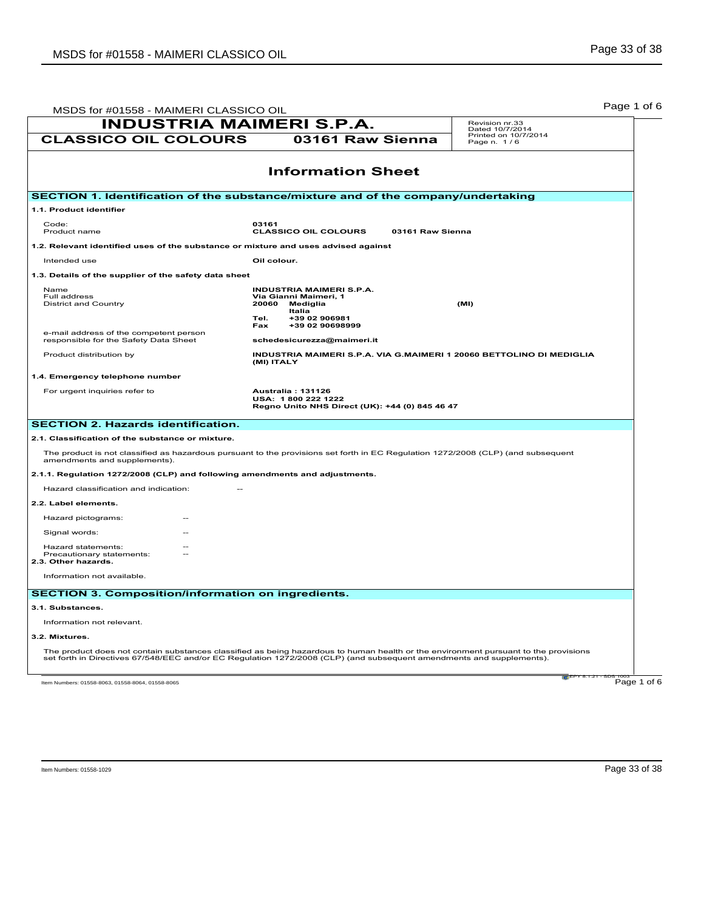# INDUSTRIA MAIMERI S.P.A.

**CLASSICO OIL COLOURS** | **03161 Raw Sienna**

Revision nr.33
Dated 10/7/2014
Printed on 10/7/2014
Page n. 1 / 6

## Information Sheet

### SECTION 1. Identification of the substance/mixture and of the company/undertaking

**1.1. Product identifier**

| | |
|---|---|
| Code: | **03161** |
| Product name | **CLASSICO OIL COLOURS 03161 Raw Sienna** |

**1.2. Relevant identified uses of the substance or mixture and uses advised against**

| | |
|---|---|
| Intended use | **Oil colour.** |

**1.3. Details of the supplier of the safety data sheet**

| | |
|---|---|
| Name | **INDUSTRIA MAIMERI S.P.A.** |
| Full address | **Via Gianni Maimeri, 1** |
| District and Country | **20060 Mediglia (MI)** **Italia** |
| | **Tel. +39 02 906981** |
| | **Fax +39 02 90698999** |
| e-mail address of the competent person responsible for the Safety Data Sheet | **schedesicurezza@maimeri.it** |
| Product distribution by | **INDUSTRIA MAIMERI S.P.A. VIA G.MAIMERI 1 20060 BETTOLINO DI MEDIGLIA (MI) ITALY** |

**1.4. Emergency telephone number**

| | |
|---|---|
| For urgent inquiries refer to | **Australia : 131126** **USA: 1 800 222 1222** **Regno Unito NHS Direct (UK): +44 (0) 845 46 47** |

### SECTION 2. Hazards identification.

**2.1. Classification of the substance or mixture.**

The product is not classified as hazardous pursuant to the provisions set forth in EC Regulation 1272/2008 (CLP) (and subsequent amendments and supplements).

**2.1.1. Regulation 1272/2008 (CLP) and following amendments and adjustments.**

Hazard classification and indication: --

**2.2. Label elements.**

Hazard pictograms: --

Signal words: --

Hazard statements: --
Precautionary statements: --

**2.3. Other hazards.**

Information not available.

### SECTION 3. Composition/information on ingredients.

**3.1. Substances.**

Information not relevant.

**3.2. Mixtures.**

The product does not contain substances classified as being hazardous to human health or the environment pursuant to the provisions set forth in Directives 67/548/EEC and/or EC Regulation 1272/2008 (CLP) (and subsequent amendments and supplements).

Item Numbers: 01558-8063, 01558-8064, 01558-8065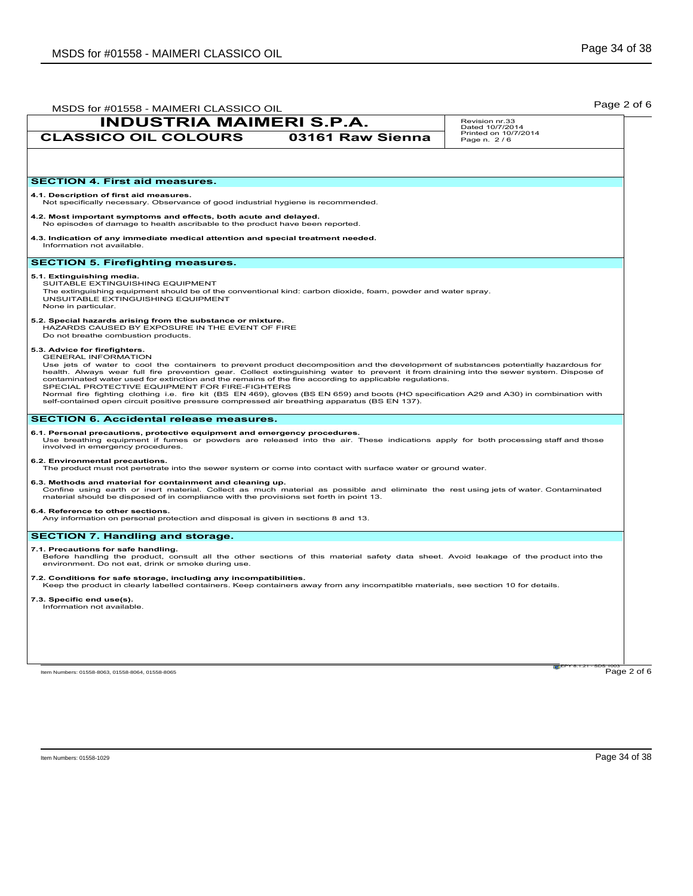| INDUSTRIA MAIMERI S.P.A. | | Revision nr.33<br>Dated 10/7/2014<br>Printed on 10/7/2014<br>Page n. 2 / 6 |
| --- | --- | --- |
| **CLASSICO OIL COLOURS** | **03161 Raw Sienna** | |

## SECTION 4. First aid measures.

**4.1. Description of first aid measures.**
Not specifically necessary. Observance of good industrial hygiene is recommended.

**4.2. Most important symptoms and effects, both acute and delayed.**
No episodes of damage to health ascribable to the product have been reported.

**4.3. Indication of any immediate medical attention and special treatment needed.**
Information not available.

## SECTION 5. Firefighting measures.

**5.1. Extinguishing media.**
SUITABLE EXTINGUISHING EQUIPMENT
The extinguishing equipment should be of the conventional kind: carbon dioxide, foam, powder and water spray.
UNSUITABLE EXTINGUISHING EQUIPMENT
None in particular.

**5.2. Special hazards arising from the substance or mixture.**
HAZARDS CAUSED BY EXPOSURE IN THE EVENT OF FIRE
Do not breathe combustion products.

**5.3. Advice for firefighters.**
GENERAL INFORMATION
Use jets of water to cool the containers to prevent product decomposition and the development of substances potentially hazardous for health. Always wear full fire prevention gear. Collect extinguishing water to prevent it from draining into the sewer system. Dispose of contaminated water used for extinction and the remains of the fire according to applicable regulations.
SPECIAL PROTECTIVE EQUIPMENT FOR FIRE-FIGHTERS
Normal fire fighting clothing i.e. fire kit (BS EN 469), gloves (BS EN 659) and boots (HO specification A29 and A30) in combination with self-contained open circuit positive pressure compressed air breathing apparatus (BS EN 137).

## SECTION 6. Accidental release measures.

**6.1. Personal precautions, protective equipment and emergency procedures.**
Use breathing equipment if fumes or powders are released into the air. These indications apply for both processing staff and those involved in emergency procedures.

**6.2. Environmental precautions.**
The product must not penetrate into the sewer system or come into contact with surface water or ground water.

**6.3. Methods and material for containment and cleaning up.**
Confine using earth or inert material. Collect as much material as possible and eliminate the rest using jets of water. Contaminated material should be disposed of in compliance with the provisions set forth in point 13.

**6.4. Reference to other sections.**
Any information on personal protection and disposal is given in sections 8 and 13.

## SECTION 7. Handling and storage.

**7.1. Precautions for safe handling.**
Before handling the product, consult all the other sections of this material safety data sheet. Avoid leakage of the product into the environment. Do not eat, drink or smoke during use.

**7.2. Conditions for safe storage, including any incompatibilities.**
Keep the product in clearly labelled containers. Keep containers away from any incompatible materials, see section 10 for details.

**7.3. Specific end use(s).**
Information not available.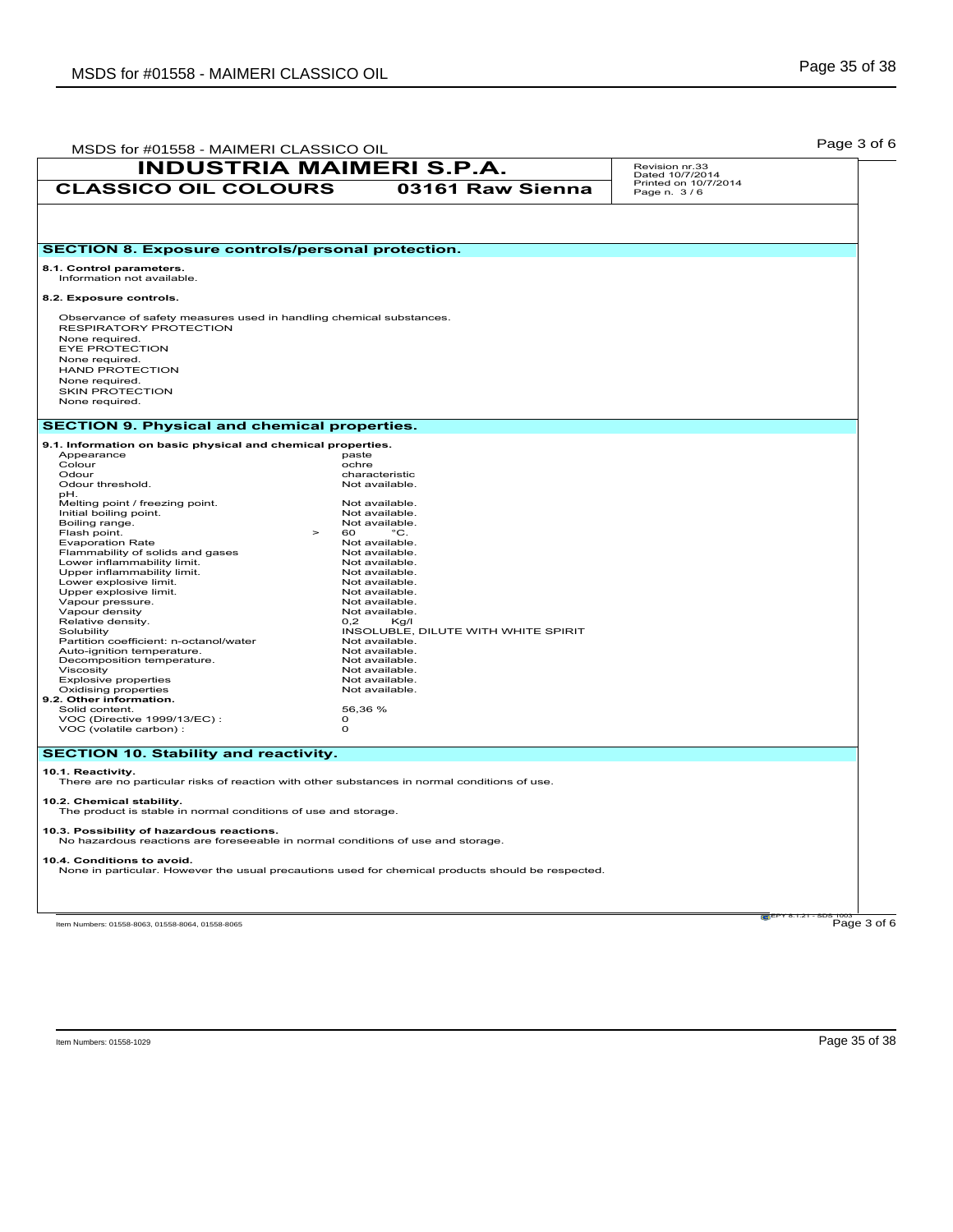| INDUSTRIA MAIMERI S.P.A. | | Revision nr.33<br>Dated 10/7/2014<br>Printed on 10/7/2014<br>Page n. 3 / 6 |
|---|---|---|
| **CLASSICO OIL COLOURS** | **03161 Raw Sienna** | |

## SECTION 8. Exposure controls/personal protection.

**8.1. Control parameters.**
Information not available.

**8.2. Exposure controls.**

Observance of safety measures used in handling chemical substances.
RESPIRATORY PROTECTION
None required.
EYE PROTECTION
None required.
HAND PROTECTION
None required.
SKIN PROTECTION
None required.

## SECTION 9. Physical and chemical properties.

**9.1. Information on basic physical and chemical properties.**

| Property | Value |
|---|---|
| Appearance | paste |
| Colour | ochre |
| Odour | characteristic |
| Odour threshold. | Not available. |
| pH. | |
| Melting point / freezing point. | Not available. |
| Initial boiling point. | Not available. |
| Boiling range. | Not available. |
| Flash point. | > 60 °C. |
| Evaporation Rate | Not available. |
| Flammability of solids and gases | Not available. |
| Lower inflammability limit. | Not available. |
| Upper inflammability limit. | Not available. |
| Lower explosive limit. | Not available. |
| Upper explosive limit. | Not available. |
| Vapour pressure. | Not available. |
| Vapour density | Not available. |
| Relative density. | 0,2 Kg/l |
| Solubility | INSOLUBLE, DILUTE WITH WHITE SPIRIT |
| Partition coefficient: n-octanol/water | Not available. |
| Auto-ignition temperature. | Not available. |
| Decomposition temperature. | Not available. |
| Viscosity | Not available. |
| Explosive properties | Not available. |
| Oxidising properties | Not available. |

**9.2. Other information.**

| Property | Value |
|---|---|
| Solid content. | 56,36 % |
| VOC (Directive 1999/13/EC) : | 0 |
| VOC (volatile carbon) : | 0 |

## SECTION 10. Stability and reactivity.

**10.1. Reactivity.**
There are no particular risks of reaction with other substances in normal conditions of use.

**10.2. Chemical stability.**
The product is stable in normal conditions of use and storage.

**10.3. Possibility of hazardous reactions.**
No hazardous reactions are foreseeable in normal conditions of use and storage.

**10.4. Conditions to avoid.**
None in particular. However the usual precautions used for chemical products should be respected.

Item Numbers: 01558-8063, 01558-8064, 01558-8065

Item Numbers: 01558-1029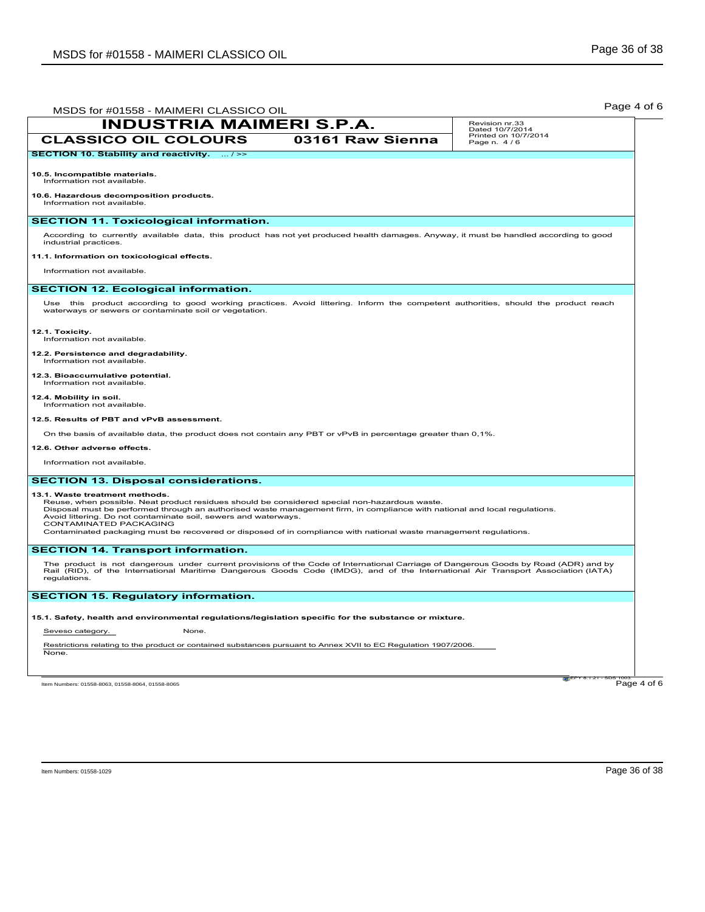**INDUSTRIA MAIMERI S.P.A.**

**CLASSICO OIL COLOURS — 03161 Raw Sienna**

Revision nr.33
Dated 10/7/2014
Printed on 10/7/2014
Page n. 4 / 6

## SECTION 10. Stability and reactivity. ... / >>

**10.5. Incompatible materials.**
Information not available.

**10.6. Hazardous decomposition products.**
Information not available.

## SECTION 11. Toxicological information.

According to currently available data, this product has not yet produced health damages. Anyway, it must be handled according to good industrial practices.

**11.1. Information on toxicological effects.**

Information not available.

## SECTION 12. Ecological information.

Use this product according to good working practices. Avoid littering. Inform the competent authorities, should the product reach waterways or sewers or contaminate soil or vegetation.

**12.1. Toxicity.**
Information not available.

**12.2. Persistence and degradability.**
Information not available.

**12.3. Bioaccumulative potential.**
Information not available.

**12.4. Mobility in soil.**
Information not available.

**12.5. Results of PBT and vPvB assessment.**

On the basis of available data, the product does not contain any PBT or vPvB in percentage greater than 0,1%.

**12.6. Other adverse effects.**

Information not available.

## SECTION 13. Disposal considerations.

**13.1. Waste treatment methods.**
Reuse, when possible. Neat product residues should be considered special non-hazardous waste.
Disposal must be performed through an authorised waste management firm, in compliance with national and local regulations.
Avoid littering. Do not contaminate soil, sewers and waterways.
CONTAMINATED PACKAGING
Contaminated packaging must be recovered or disposed of in compliance with national waste management regulations.

## SECTION 14. Transport information.

The product is not dangerous under current provisions of the Code of International Carriage of Dangerous Goods by Road (ADR) and by Rail (RID), of the International Maritime Dangerous Goods Code (IMDG), and of the International Air Transport Association (IATA) regulations.

## SECTION 15. Regulatory information.

**15.1. Safety, health and environmental regulations/legislation specific for the substance or mixture.**

Seveso category. None.

Restrictions relating to the product or contained substances pursuant to Annex XVII to EC Regulation 1907/2006.
None.

EPY 8.1.21 - SDS 1003

Item Numbers: 01558-8063, 01558-8064, 01558-8065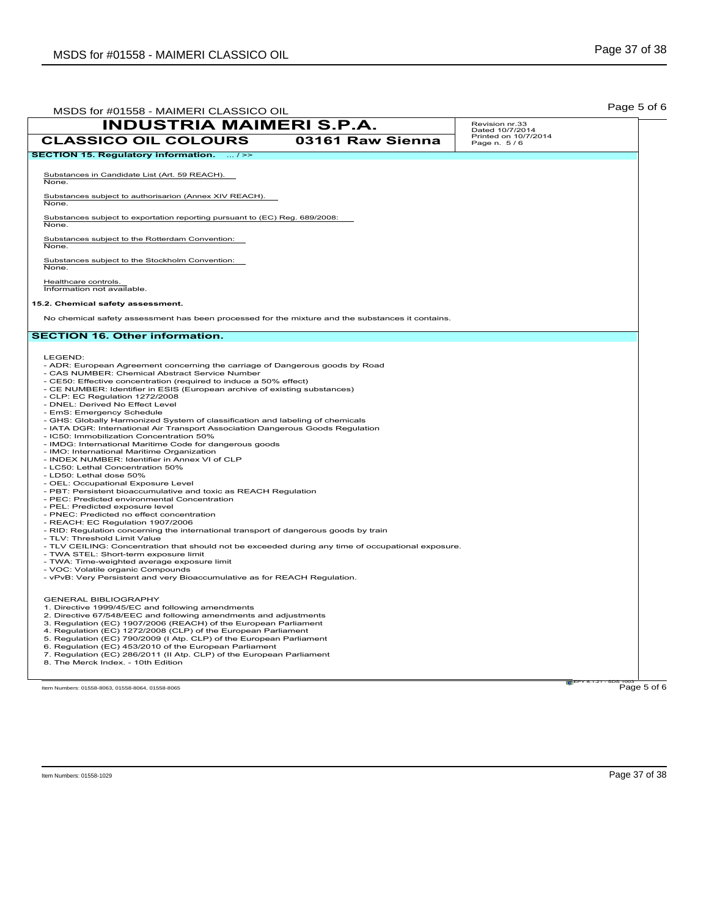| INDUSTRIA MAIMERI S.P.A. | | Revision nr.33<br>Dated 10/7/2014<br>Printed on 10/7/2014<br>Page n. 5 / 6 |
|---|---|---|
| CLASSICO OIL COLOURS | 03161 Raw Sienna | |

## SECTION 15. Regulatory information. ... / >>

Substances in Candidate List (Art. 59 REACH).
None.

Substances subject to authorisarion (Annex XIV REACH).
None.

Substances subject to exportation reporting pursuant to (EC) Reg. 689/2008:
None.

Substances subject to the Rotterdam Convention:
None.

Substances subject to the Stockholm Convention:
None.

Healthcare controls.
Information not available.

**15.2. Chemical safety assessment.**

No chemical safety assessment has been processed for the mixture and the substances it contains.

## SECTION 16. Other information.

LEGEND:
- ADR: European Agreement concerning the carriage of Dangerous goods by Road
- CAS NUMBER: Chemical Abstract Service Number
- CE50: Effective concentration (required to induce a 50% effect)
- CE NUMBER: Identifier in ESIS (European archive of existing substances)
- CLP: EC Regulation 1272/2008
- DNEL: Derived No Effect Level
- EmS: Emergency Schedule
- GHS: Globally Harmonized System of classification and labeling of chemicals
- IATA DGR: International Air Transport Association Dangerous Goods Regulation
- IC50: Immobilization Concentration 50%
- IMDG: International Maritime Code for dangerous goods
- IMO: International Maritime Organization
- INDEX NUMBER: Identifier in Annex VI of CLP
- LC50: Lethal Concentration 50%
- LD50: Lethal dose 50%
- OEL: Occupational Exposure Level
- PBT: Persistent bioaccumulative and toxic as REACH Regulation
- PEC: Predicted environmental Concentration
- PEL: Predicted exposure level
- PNEC: Predicted no effect concentration
- REACH: EC Regulation 1907/2006
- RID: Regulation concerning the international transport of dangerous goods by train
- TLV: Threshold Limit Value
- TLV CEILING: Concentration that should not be exceeded during any time of occupational exposure.
- TWA STEL: Short-term exposure limit
- TWA: Time-weighted average exposure limit
- VOC: Volatile organic Compounds
- vPvB: Very Persistent and very Bioaccumulative as for REACH Regulation.

GENERAL BIBLIOGRAPHY
1. Directive 1999/45/EC and following amendments
2. Directive 67/548/EEC and following amendments and adjustments
3. Regulation (EC) 1907/2006 (REACH) of the European Parliament
4. Regulation (EC) 1272/2008 (CLP) of the European Parliament
5. Regulation (EC) 790/2009 (I Atp. CLP) of the European Parliament
6. Regulation (EC) 453/2010 of the European Parliament
7. Regulation (EC) 286/2011 (II Atp. CLP) of the European Parliament
8. The Merck Index. - 10th Edition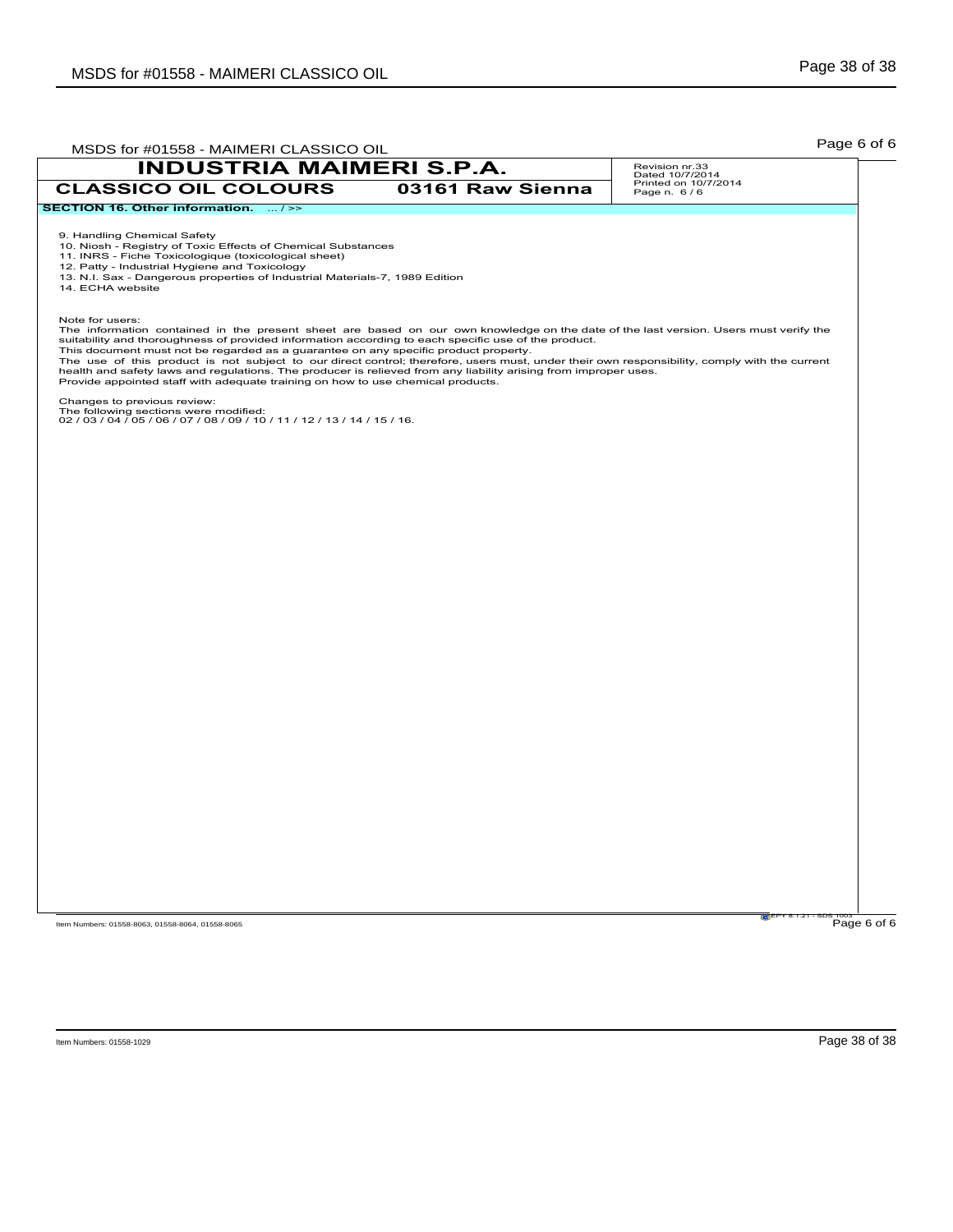**INDUSTRIA MAIMERI S.P.A.**

**CLASSICO OIL COLOURS** **03161 Raw Sienna**

Revision nr.33
Dated 10/7/2014
Printed on 10/7/2014
Page n. 6 / 6

**SECTION 16. Other information.** ... / >>

9. Handling Chemical Safety
10. Niosh - Registry of Toxic Effects of Chemical Substances
11. INRS - Fiche Toxicologique (toxicological sheet)
12. Patty - Industrial Hygiene and Toxicology
13. N.I. Sax - Dangerous properties of Industrial Materials-7, 1989 Edition
14. ECHA website

Note for users:
The information contained in the present sheet are based on our own knowledge on the date of the last version. Users must verify the suitability and thoroughness of provided information according to each specific use of the product.
This document must not be regarded as a guarantee on any specific product property.
The use of this product is not subject to our direct control; therefore, users must, under their own responsibility, comply with the current health and safety laws and regulations. The producer is relieved from any liability arising from improper uses.
Provide appointed staff with adequate training on how to use chemical products.

Changes to previous review:
The following sections were modified:
02 / 03 / 04 / 05 / 06 / 07 / 08 / 09 / 10 / 11 / 12 / 13 / 14 / 15 / 16.